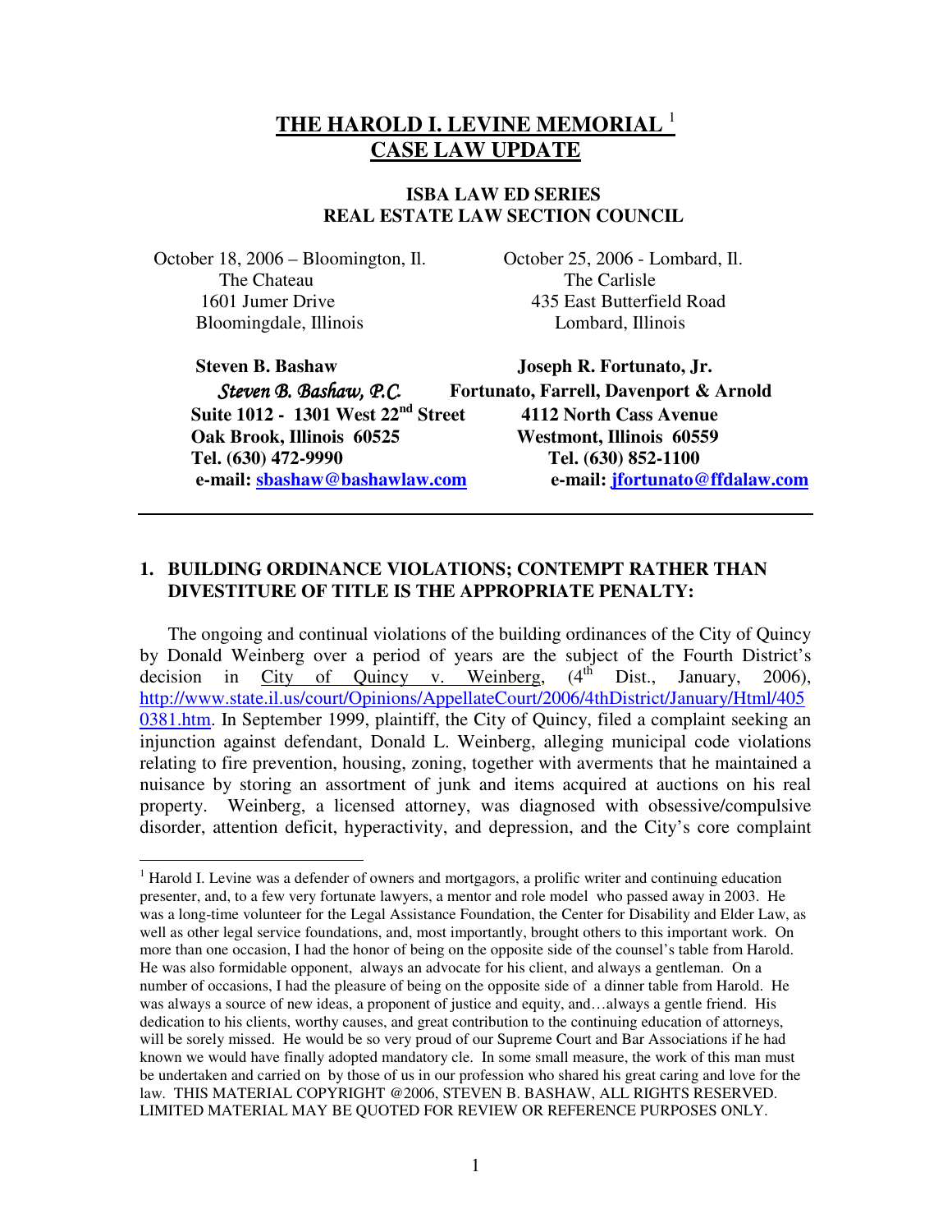# THE HAROLD I. LEVINE MEMORIAL [1] CASE LAW UPDATE

### ISBA LAW ED SERIES
### REAL ESTATE LAW SECTION COUNCIL

October 18, 2006 – Bloomington, Il.
The Chateau
1601 Jumer Drive
Bloomingdale, Illinois

October 25, 2006 - Lombard, Il.
The Carlisle
435 East Butterfield Road
Lombard, Illinois

**Steven B. Bashaw**
*Steven B. Bashaw, P.C.*
**Suite 1012 - 1301 West 22nd Street**
**Oak Brook, Illinois 60525**
**Tel. (630) 472-9990**
**e-mail: sbashaw@bashawlaw.com**

**Joseph R. Fortunato, Jr.**
**Fortunato, Farrell, Davenport & Arnold**
**4112 North Cass Avenue**
**Westmont, Illinois 60559**
**Tel. (630) 852-1100**
**e-mail: jfortunato@ffdalaw.com**

---

## 1. BUILDING ORDINANCE VIOLATIONS; CONTEMPT RATHER THAN DIVESTITURE OF TITLE IS THE APPROPRIATE PENALTY:

The ongoing and continual violations of the building ordinances of the City of Quincy by Donald Weinberg over a period of years are the subject of the Fourth District's decision in City of Quincy v. Weinberg, (4th Dist., January, 2006), http://www.state.il.us/court/Opinions/AppellateCourt/2006/4thDistrict/January/Html/4050381.htm. In September 1999, plaintiff, the City of Quincy, filed a complaint seeking an injunction against defendant, Donald L. Weinberg, alleging municipal code violations relating to fire prevention, housing, zoning, together with averments that he maintained a nuisance by storing an assortment of junk and items acquired at auctions on his real property. Weinberg, a licensed attorney, was diagnosed with obsessive/compulsive disorder, attention deficit, hyperactivity, and depression, and the City's core complaint

---

[1] Harold I. Levine was a defender of owners and mortgagors, a prolific writer and continuing education presenter, and, to a few very fortunate lawyers, a mentor and role model who passed away in 2003. He was a long-time volunteer for the Legal Assistance Foundation, the Center for Disability and Elder Law, as well as other legal service foundations, and, most importantly, brought others to this important work. On more than one occasion, I had the honor of being on the opposite side of the counsel's table from Harold. He was also formidable opponent, always an advocate for his client, and always a gentleman. On a number of occasions, I had the pleasure of being on the opposite side of a dinner table from Harold. He was always a source of new ideas, a proponent of justice and equity, and…always a gentle friend. His dedication to his clients, worthy causes, and great contribution to the continuing education of attorneys, will be sorely missed. He would be so very proud of our Supreme Court and Bar Associations if he had known we would have finally adopted mandatory cle. In some small measure, the work of this man must be undertaken and carried on by those of us in our profession who shared his great caring and love for the law. THIS MATERIAL COPYRIGHT @2006, STEVEN B. BASHAW, ALL RIGHTS RESERVED. LIMITED MATERIAL MAY BE QUOTED FOR REVIEW OR REFERENCE PURPOSES ONLY.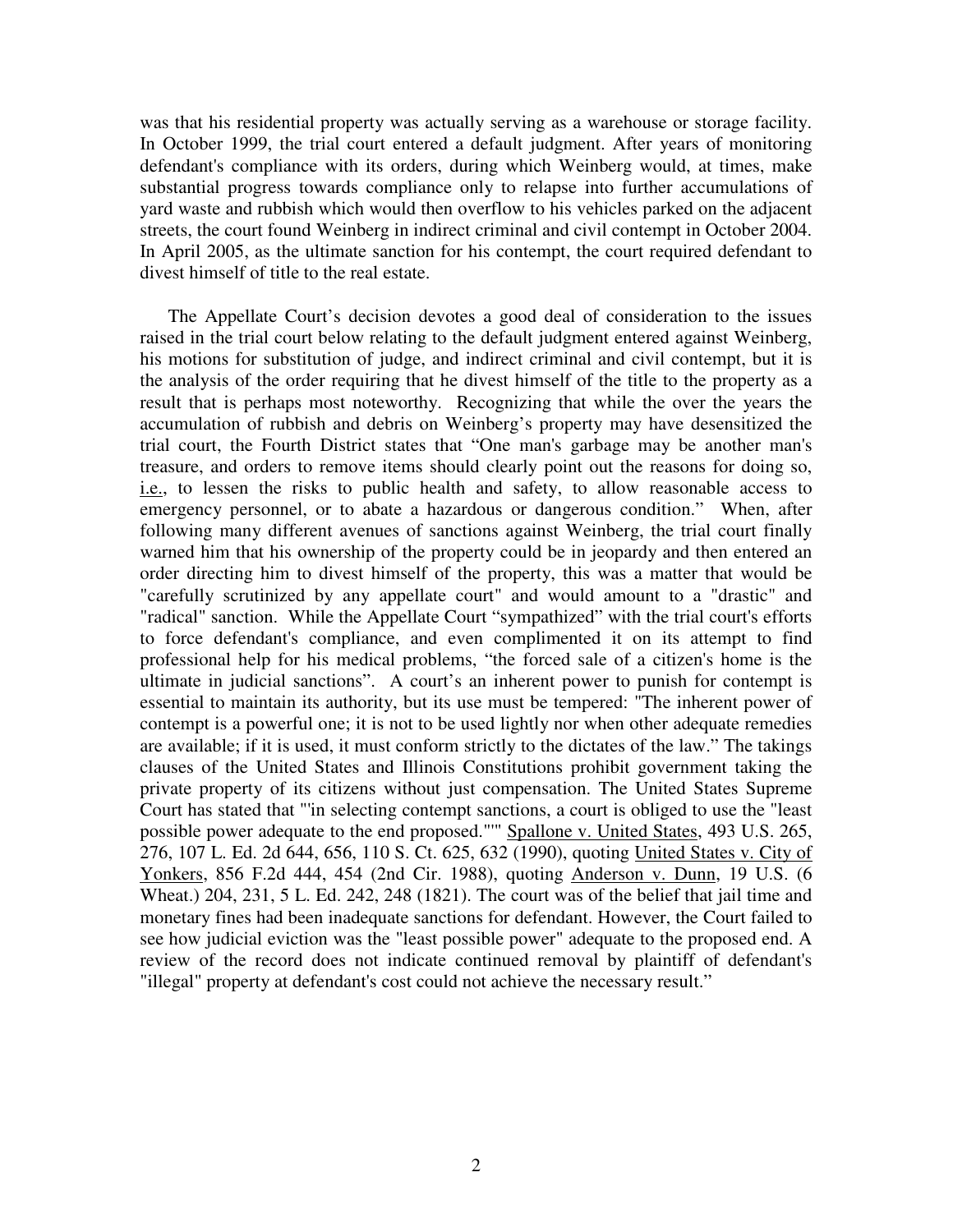was that his residential property was actually serving as a warehouse or storage facility. In October 1999, the trial court entered a default judgment. After years of monitoring defendant's compliance with its orders, during which Weinberg would, at times, make substantial progress towards compliance only to relapse into further accumulations of yard waste and rubbish which would then overflow to his vehicles parked on the adjacent streets, the court found Weinberg in indirect criminal and civil contempt in October 2004. In April 2005, as the ultimate sanction for his contempt, the court required defendant to divest himself of title to the real estate.

The Appellate Court's decision devotes a good deal of consideration to the issues raised in the trial court below relating to the default judgment entered against Weinberg, his motions for substitution of judge, and indirect criminal and civil contempt, but it is the analysis of the order requiring that he divest himself of the title to the property as a result that is perhaps most noteworthy. Recognizing that while the over the years the accumulation of rubbish and debris on Weinberg's property may have desensitized the trial court, the Fourth District states that "One man's garbage may be another man's treasure, and orders to remove items should clearly point out the reasons for doing so, i.e., to lessen the risks to public health and safety, to allow reasonable access to emergency personnel, or to abate a hazardous or dangerous condition." When, after following many different avenues of sanctions against Weinberg, the trial court finally warned him that his ownership of the property could be in jeopardy and then entered an order directing him to divest himself of the property, this was a matter that would be "carefully scrutinized by any appellate court" and would amount to a "drastic" and "radical" sanction. While the Appellate Court "sympathized" with the trial court's efforts to force defendant's compliance, and even complimented it on its attempt to find professional help for his medical problems, "the forced sale of a citizen's home is the ultimate in judicial sanctions". A court's an inherent power to punish for contempt is essential to maintain its authority, but its use must be tempered: "The inherent power of contempt is a powerful one; it is not to be used lightly nor when other adequate remedies are available; if it is used, it must conform strictly to the dictates of the law." The takings clauses of the United States and Illinois Constitutions prohibit government taking the private property of its citizens without just compensation. The United States Supreme Court has stated that "'in selecting contempt sanctions, a court is obliged to use the "least possible power adequate to the end proposed."'" Spallone v. United States, 493 U.S. 265, 276, 107 L. Ed. 2d 644, 656, 110 S. Ct. 625, 632 (1990), quoting United States v. City of Yonkers, 856 F.2d 444, 454 (2nd Cir. 1988), quoting Anderson v. Dunn, 19 U.S. (6 Wheat.) 204, 231, 5 L. Ed. 242, 248 (1821). The court was of the belief that jail time and monetary fines had been inadequate sanctions for defendant. However, the Court failed to see how judicial eviction was the "least possible power" adequate to the proposed end. A review of the record does not indicate continued removal by plaintiff of defendant's "illegal" property at defendant's cost could not achieve the necessary result."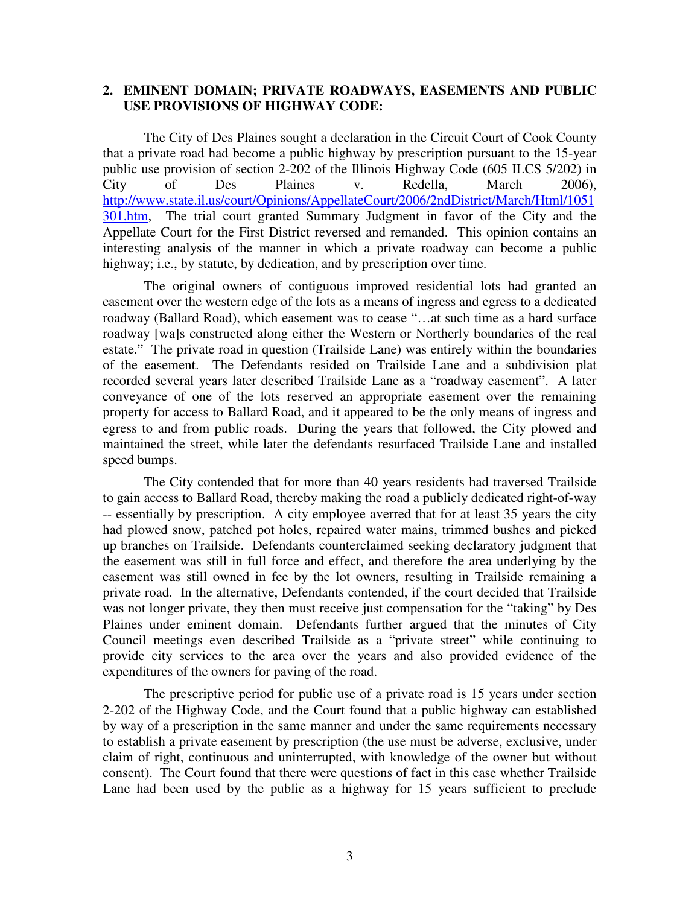## 2. EMINENT DOMAIN; PRIVATE ROADWAYS, EASEMENTS AND PUBLIC USE PROVISIONS OF HIGHWAY CODE:

The City of Des Plaines sought a declaration in the Circuit Court of Cook County that a private road had become a public highway by prescription pursuant to the 15-year public use provision of section 2-202 of the Illinois Highway Code (605 ILCS 5/202) in City of Des Plaines v. Redella, March 2006), http://www.state.il.us/court/Opinions/AppellateCourt/2006/2ndDistrict/March/Html/1051301.htm, The trial court granted Summary Judgment in favor of the City and the Appellate Court for the First District reversed and remanded. This opinion contains an interesting analysis of the manner in which a private roadway can become a public highway; i.e., by statute, by dedication, and by prescription over time.

The original owners of contiguous improved residential lots had granted an easement over the western edge of the lots as a means of ingress and egress to a dedicated roadway (Ballard Road), which easement was to cease "…at such time as a hard surface roadway [wa]s constructed along either the Western or Northerly boundaries of the real estate." The private road in question (Trailside Lane) was entirely within the boundaries of the easement. The Defendants resided on Trailside Lane and a subdivision plat recorded several years later described Trailside Lane as a "roadway easement". A later conveyance of one of the lots reserved an appropriate easement over the remaining property for access to Ballard Road, and it appeared to be the only means of ingress and egress to and from public roads. During the years that followed, the City plowed and maintained the street, while later the defendants resurfaced Trailside Lane and installed speed bumps.

The City contended that for more than 40 years residents had traversed Trailside to gain access to Ballard Road, thereby making the road a publicly dedicated right-of-way -- essentially by prescription. A city employee averred that for at least 35 years the city had plowed snow, patched pot holes, repaired water mains, trimmed bushes and picked up branches on Trailside. Defendants counterclaimed seeking declaratory judgment that the easement was still in full force and effect, and therefore the area underlying by the easement was still owned in fee by the lot owners, resulting in Trailside remaining a private road. In the alternative, Defendants contended, if the court decided that Trailside was not longer private, they then must receive just compensation for the "taking" by Des Plaines under eminent domain. Defendants further argued that the minutes of City Council meetings even described Trailside as a "private street" while continuing to provide city services to the area over the years and also provided evidence of the expenditures of the owners for paving of the road.

The prescriptive period for public use of a private road is 15 years under section 2-202 of the Highway Code, and the Court found that a public highway can established by way of a prescription in the same manner and under the same requirements necessary to establish a private easement by prescription (the use must be adverse, exclusive, under claim of right, continuous and uninterrupted, with knowledge of the owner but without consent). The Court found that there were questions of fact in this case whether Trailside Lane had been used by the public as a highway for 15 years sufficient to preclude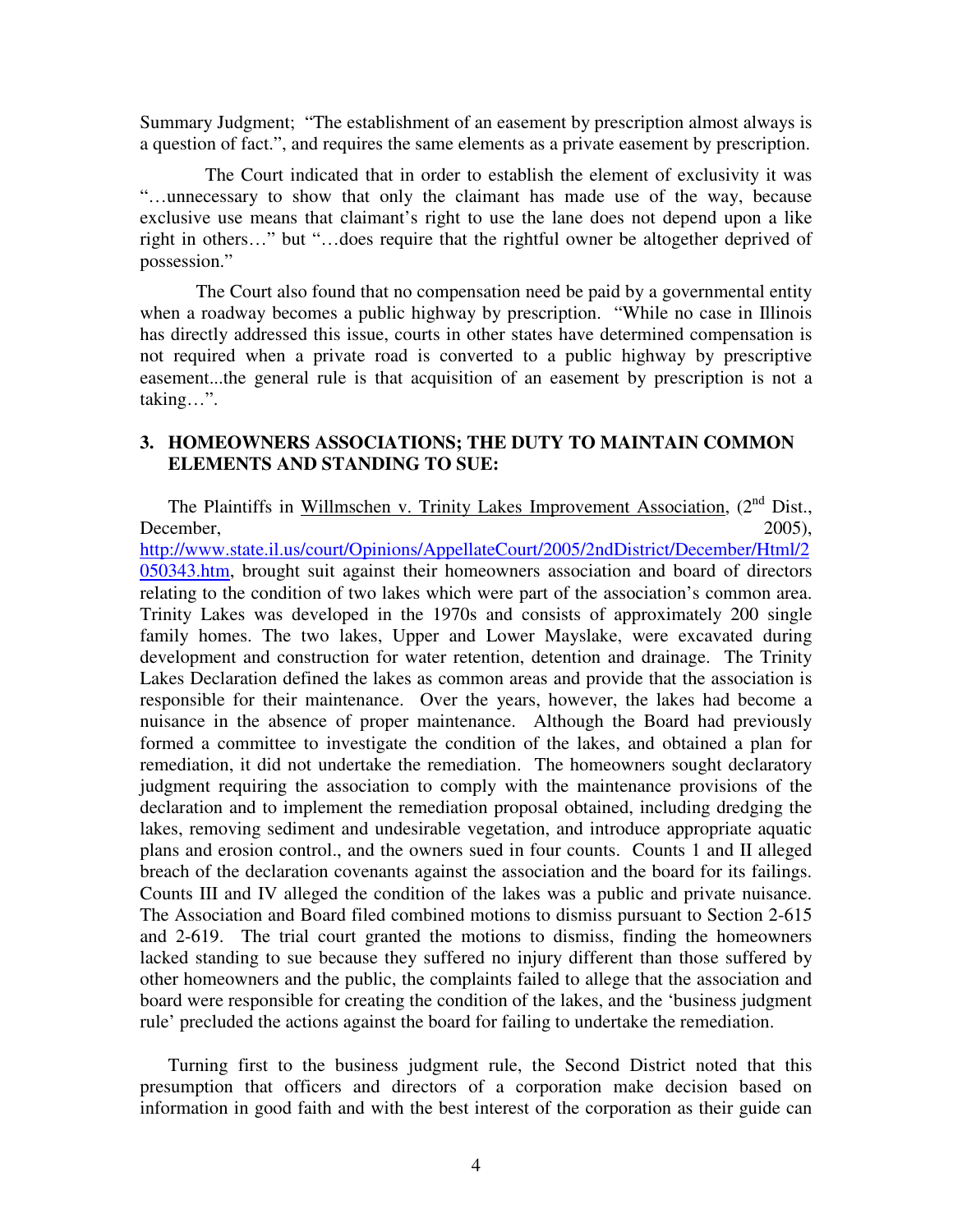Summary Judgment; "The establishment of an easement by prescription almost always is a question of fact.", and requires the same elements as a private easement by prescription.

The Court indicated that in order to establish the element of exclusivity it was "…unnecessary to show that only the claimant has made use of the way, because exclusive use means that claimant's right to use the lane does not depend upon a like right in others…" but "…does require that the rightful owner be altogether deprived of possession."

The Court also found that no compensation need be paid by a governmental entity when a roadway becomes a public highway by prescription. "While no case in Illinois has directly addressed this issue, courts in other states have determined compensation is not required when a private road is converted to a public highway by prescriptive easement...the general rule is that acquisition of an easement by prescription is not a taking…".

## 3. HOMEOWNERS ASSOCIATIONS; THE DUTY TO MAINTAIN COMMON ELEMENTS AND STANDING TO SUE:

The Plaintiffs in Willmschen v. Trinity Lakes Improvement Association, (2nd Dist., December, 2005), http://www.state.il.us/court/Opinions/AppellateCourt/2005/2ndDistrict/December/Html/2050343.htm, brought suit against their homeowners association and board of directors relating to the condition of two lakes which were part of the association's common area. Trinity Lakes was developed in the 1970s and consists of approximately 200 single family homes. The two lakes, Upper and Lower Mayslake, were excavated during development and construction for water retention, detention and drainage. The Trinity Lakes Declaration defined the lakes as common areas and provide that the association is responsible for their maintenance. Over the years, however, the lakes had become a nuisance in the absence of proper maintenance. Although the Board had previously formed a committee to investigate the condition of the lakes, and obtained a plan for remediation, it did not undertake the remediation. The homeowners sought declaratory judgment requiring the association to comply with the maintenance provisions of the declaration and to implement the remediation proposal obtained, including dredging the lakes, removing sediment and undesirable vegetation, and introduce appropriate aquatic plans and erosion control., and the owners sued in four counts. Counts 1 and II alleged breach of the declaration covenants against the association and the board for its failings. Counts III and IV alleged the condition of the lakes was a public and private nuisance. The Association and Board filed combined motions to dismiss pursuant to Section 2-615 and 2-619. The trial court granted the motions to dismiss, finding the homeowners lacked standing to sue because they suffered no injury different than those suffered by other homeowners and the public, the complaints failed to allege that the association and board were responsible for creating the condition of the lakes, and the 'business judgment rule' precluded the actions against the board for failing to undertake the remediation.

Turning first to the business judgment rule, the Second District noted that this presumption that officers and directors of a corporation make decision based on information in good faith and with the best interest of the corporation as their guide can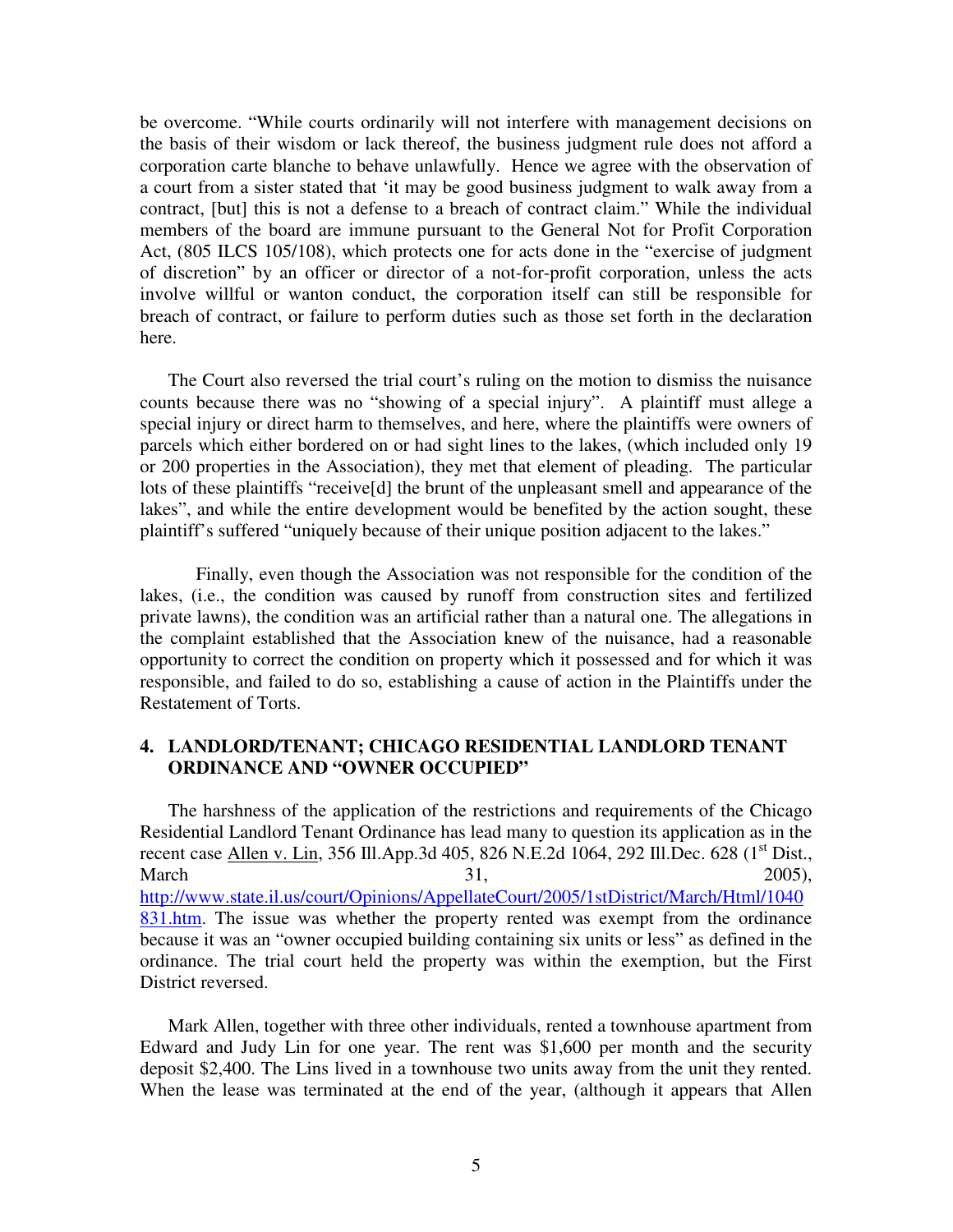be overcome. "While courts ordinarily will not interfere with management decisions on the basis of their wisdom or lack thereof, the business judgment rule does not afford a corporation carte blanche to behave unlawfully. Hence we agree with the observation of a court from a sister stated that 'it may be good business judgment to walk away from a contract, [but] this is not a defense to a breach of contract claim." While the individual members of the board are immune pursuant to the General Not for Profit Corporation Act, (805 ILCS 105/108), which protects one for acts done in the "exercise of judgment of discretion" by an officer or director of a not-for-profit corporation, unless the acts involve willful or wanton conduct, the corporation itself can still be responsible for breach of contract, or failure to perform duties such as those set forth in the declaration here.

The Court also reversed the trial court's ruling on the motion to dismiss the nuisance counts because there was no "showing of a special injury". A plaintiff must allege a special injury or direct harm to themselves, and here, where the plaintiffs were owners of parcels which either bordered on or had sight lines to the lakes, (which included only 19 or 200 properties in the Association), they met that element of pleading. The particular lots of these plaintiffs "receive[d] the brunt of the unpleasant smell and appearance of the lakes", and while the entire development would be benefited by the action sought, these plaintiff's suffered "uniquely because of their unique position adjacent to the lakes."

Finally, even though the Association was not responsible for the condition of the lakes, (i.e., the condition was caused by runoff from construction sites and fertilized private lawns), the condition was an artificial rather than a natural one. The allegations in the complaint established that the Association knew of the nuisance, had a reasonable opportunity to correct the condition on property which it possessed and for which it was responsible, and failed to do so, establishing a cause of action in the Plaintiffs under the Restatement of Torts.

### 4. LANDLORD/TENANT; CHICAGO RESIDENTIAL LANDLORD TENANT ORDINANCE AND "OWNER OCCUPIED"

The harshness of the application of the restrictions and requirements of the Chicago Residential Landlord Tenant Ordinance has lead many to question its application as in the recent case Allen v. Lin, 356 Ill.App.3d 405, 826 N.E.2d 1064, 292 Ill.Dec. 628 (1st Dist., March 31, 2005), http://www.state.il.us/court/Opinions/AppellateCourt/2005/1stDistrict/March/Html/1040831.htm. The issue was whether the property rented was exempt from the ordinance because it was an "owner occupied building containing six units or less" as defined in the ordinance. The trial court held the property was within the exemption, but the First District reversed.

Mark Allen, together with three other individuals, rented a townhouse apartment from Edward and Judy Lin for one year. The rent was $1,600 per month and the security deposit $2,400. The Lins lived in a townhouse two units away from the unit they rented. When the lease was terminated at the end of the year, (although it appears that Allen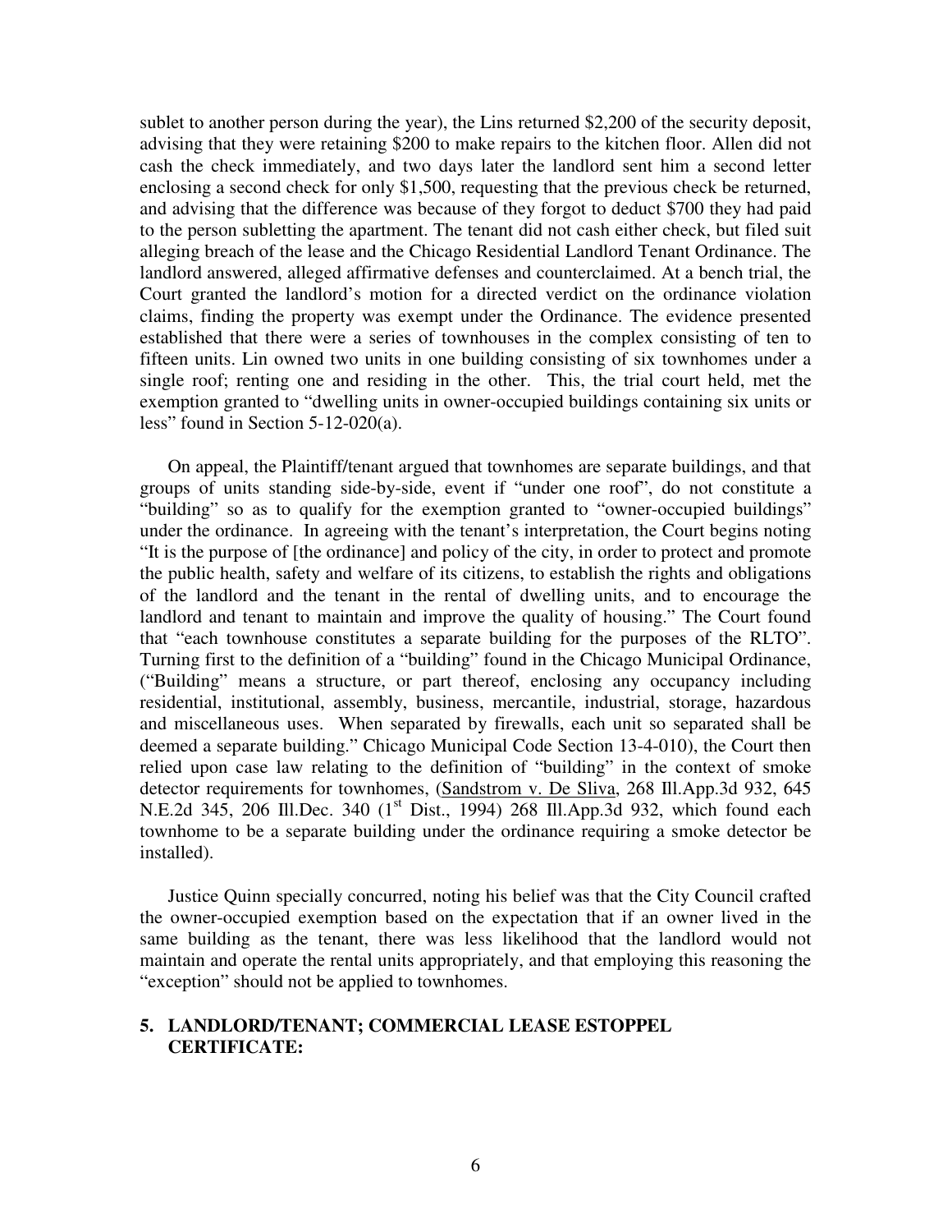sublet to another person during the year), the Lins returned $2,200 of the security deposit, advising that they were retaining $200 to make repairs to the kitchen floor. Allen did not cash the check immediately, and two days later the landlord sent him a second letter enclosing a second check for only $1,500, requesting that the previous check be returned, and advising that the difference was because of they forgot to deduct $700 they had paid to the person subletting the apartment. The tenant did not cash either check, but filed suit alleging breach of the lease and the Chicago Residential Landlord Tenant Ordinance. The landlord answered, alleged affirmative defenses and counterclaimed. At a bench trial, the Court granted the landlord's motion for a directed verdict on the ordinance violation claims, finding the property was exempt under the Ordinance. The evidence presented established that there were a series of townhouses in the complex consisting of ten to fifteen units. Lin owned two units in one building consisting of six townhomes under a single roof; renting one and residing in the other. This, the trial court held, met the exemption granted to "dwelling units in owner-occupied buildings containing six units or less" found in Section 5-12-020(a).

On appeal, the Plaintiff/tenant argued that townhomes are separate buildings, and that groups of units standing side-by-side, event if "under one roof", do not constitute a "building" so as to qualify for the exemption granted to "owner-occupied buildings" under the ordinance. In agreeing with the tenant's interpretation, the Court begins noting "It is the purpose of [the ordinance] and policy of the city, in order to protect and promote the public health, safety and welfare of its citizens, to establish the rights and obligations of the landlord and the tenant in the rental of dwelling units, and to encourage the landlord and tenant to maintain and improve the quality of housing." The Court found that "each townhouse constitutes a separate building for the purposes of the RLTO". Turning first to the definition of a "building" found in the Chicago Municipal Ordinance, ("Building" means a structure, or part thereof, enclosing any occupancy including residential, institutional, assembly, business, mercantile, industrial, storage, hazardous and miscellaneous uses. When separated by firewalls, each unit so separated shall be deemed a separate building." Chicago Municipal Code Section 13-4-010), the Court then relied upon case law relating to the definition of "building" in the context of smoke detector requirements for townhomes, (Sandstrom v. De Sliva, 268 Ill.App.3d 932, 645 N.E.2d 345, 206 Ill.Dec. 340 (1st Dist., 1994) 268 Ill.App.3d 932, which found each townhome to be a separate building under the ordinance requiring a smoke detector be installed).

Justice Quinn specially concurred, noting his belief was that the City Council crafted the owner-occupied exemption based on the expectation that if an owner lived in the same building as the tenant, there was less likelihood that the landlord would not maintain and operate the rental units appropriately, and that employing this reasoning the "exception" should not be applied to townhomes.

## 5. LANDLORD/TENANT; COMMERCIAL LEASE ESTOPPEL CERTIFICATE: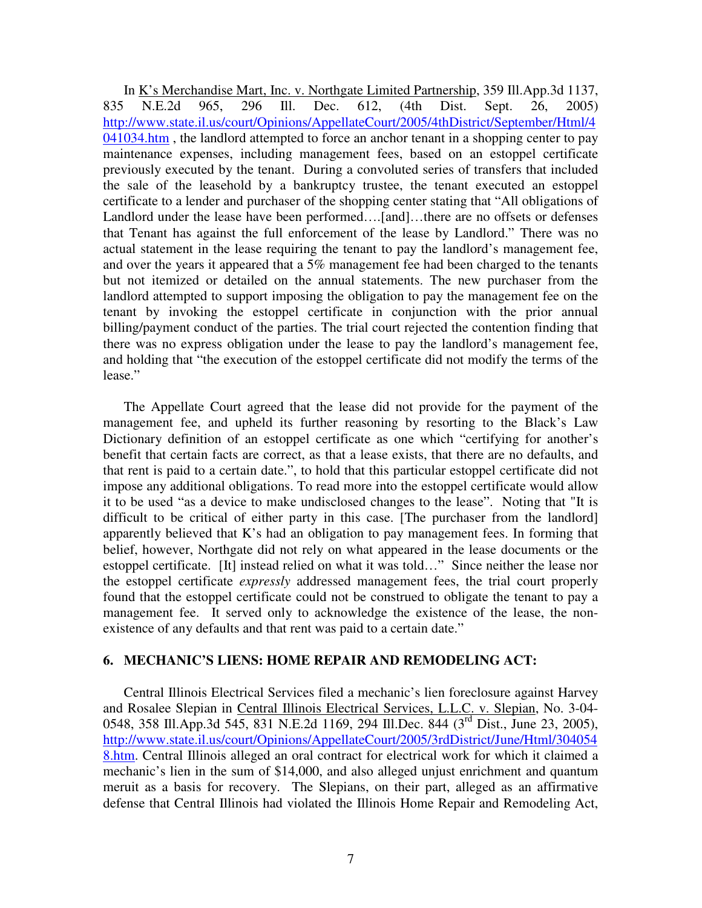In K's Merchandise Mart, Inc. v. Northgate Limited Partnership, 359 Ill.App.3d 1137, 835 N.E.2d 965, 296 Ill. Dec. 612, (4th Dist. Sept. 26, 2005) http://www.state.il.us/court/Opinions/AppellateCourt/2005/4thDistrict/September/Html/4041034.htm , the landlord attempted to force an anchor tenant in a shopping center to pay maintenance expenses, including management fees, based on an estoppel certificate previously executed by the tenant. During a convoluted series of transfers that included the sale of the leasehold by a bankruptcy trustee, the tenant executed an estoppel certificate to a lender and purchaser of the shopping center stating that "All obligations of Landlord under the lease have been performed….[and]…there are no offsets or defenses that Tenant has against the full enforcement of the lease by Landlord." There was no actual statement in the lease requiring the tenant to pay the landlord's management fee, and over the years it appeared that a 5% management fee had been charged to the tenants but not itemized or detailed on the annual statements. The new purchaser from the landlord attempted to support imposing the obligation to pay the management fee on the tenant by invoking the estoppel certificate in conjunction with the prior annual billing/payment conduct of the parties. The trial court rejected the contention finding that there was no express obligation under the lease to pay the landlord's management fee, and holding that "the execution of the estoppel certificate did not modify the terms of the lease."

The Appellate Court agreed that the lease did not provide for the payment of the management fee, and upheld its further reasoning by resorting to the Black's Law Dictionary definition of an estoppel certificate as one which "certifying for another's benefit that certain facts are correct, as that a lease exists, that there are no defaults, and that rent is paid to a certain date.", to hold that this particular estoppel certificate did not impose any additional obligations. To read more into the estoppel certificate would allow it to be used "as a device to make undisclosed changes to the lease". Noting that "It is difficult to be critical of either party in this case. [The purchaser from the landlord] apparently believed that K's had an obligation to pay management fees. In forming that belief, however, Northgate did not rely on what appeared in the lease documents or the estoppel certificate. [It] instead relied on what it was told…" Since neither the lease nor the estoppel certificate *expressly* addressed management fees, the trial court properly found that the estoppel certificate could not be construed to obligate the tenant to pay a management fee. It served only to acknowledge the existence of the lease, the non-existence of any defaults and that rent was paid to a certain date."

### 6. MECHANIC'S LIENS: HOME REPAIR AND REMODELING ACT:

Central Illinois Electrical Services filed a mechanic's lien foreclosure against Harvey and Rosalee Slepian in Central Illinois Electrical Services, L.L.C. v. Slepian, No. 3-04-0548, 358 Ill.App.3d 545, 831 N.E.2d 1169, 294 Ill.Dec. 844 (3rd Dist., June 23, 2005), http://www.state.il.us/court/Opinions/AppellateCourt/2005/3rdDistrict/June/Html/3040548.htm. Central Illinois alleged an oral contract for electrical work for which it claimed a mechanic's lien in the sum of $14,000, and also alleged unjust enrichment and quantum meruit as a basis for recovery. The Slepians, on their part, alleged as an affirmative defense that Central Illinois had violated the Illinois Home Repair and Remodeling Act,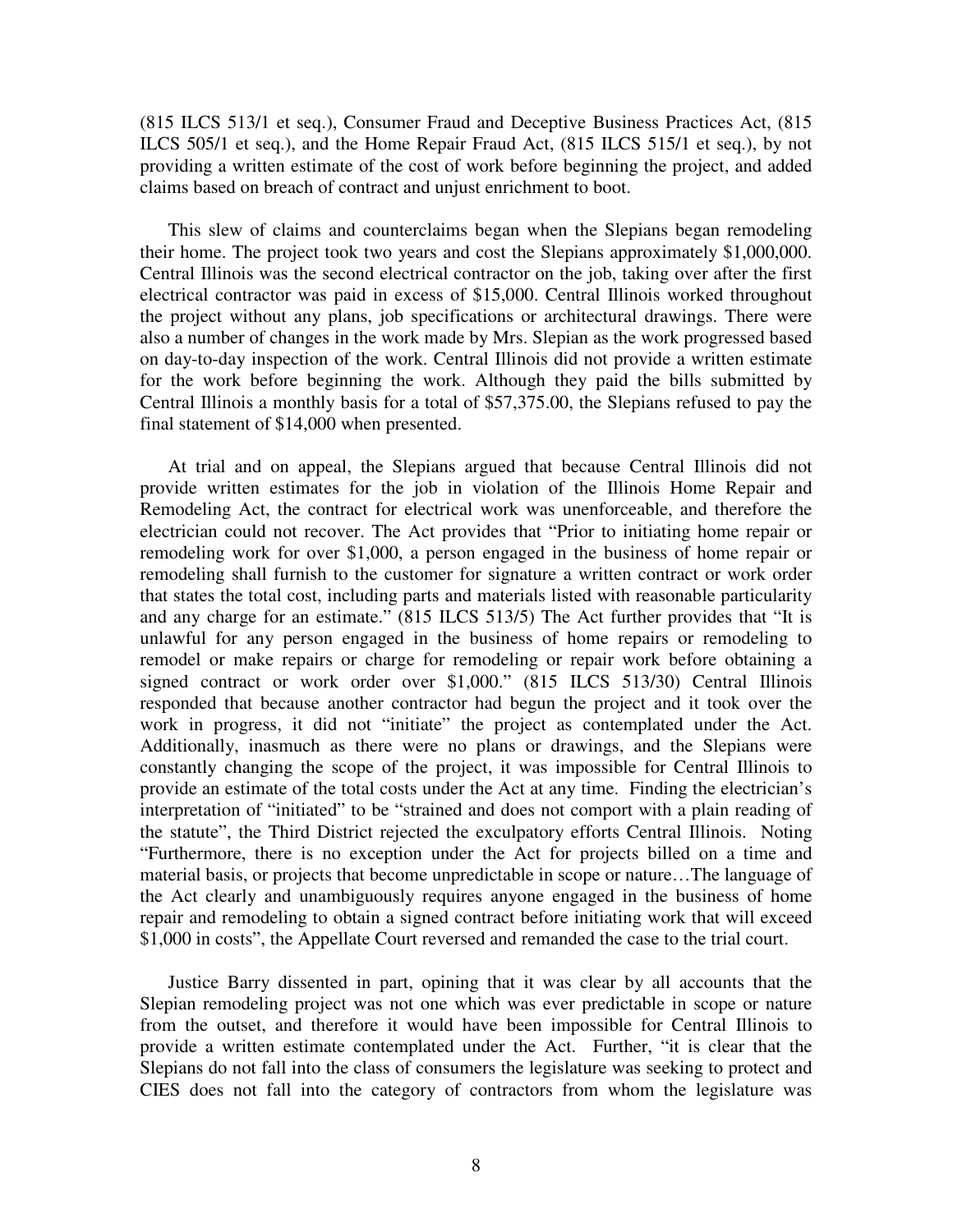(815 ILCS 513/1 et seq.), Consumer Fraud and Deceptive Business Practices Act, (815 ILCS 505/1 et seq.), and the Home Repair Fraud Act, (815 ILCS 515/1 et seq.), by not providing a written estimate of the cost of work before beginning the project, and added claims based on breach of contract and unjust enrichment to boot.

This slew of claims and counterclaims began when the Slepians began remodeling their home. The project took two years and cost the Slepians approximately $1,000,000. Central Illinois was the second electrical contractor on the job, taking over after the first electrical contractor was paid in excess of $15,000. Central Illinois worked throughout the project without any plans, job specifications or architectural drawings. There were also a number of changes in the work made by Mrs. Slepian as the work progressed based on day-to-day inspection of the work. Central Illinois did not provide a written estimate for the work before beginning the work. Although they paid the bills submitted by Central Illinois a monthly basis for a total of $57,375.00, the Slepians refused to pay the final statement of $14,000 when presented.

At trial and on appeal, the Slepians argued that because Central Illinois did not provide written estimates for the job in violation of the Illinois Home Repair and Remodeling Act, the contract for electrical work was unenforceable, and therefore the electrician could not recover. The Act provides that "Prior to initiating home repair or remodeling work for over $1,000, a person engaged in the business of home repair or remodeling shall furnish to the customer for signature a written contract or work order that states the total cost, including parts and materials listed with reasonable particularity and any charge for an estimate." (815 ILCS 513/5) The Act further provides that "It is unlawful for any person engaged in the business of home repairs or remodeling to remodel or make repairs or charge for remodeling or repair work before obtaining a signed contract or work order over $1,000." (815 ILCS 513/30) Central Illinois responded that because another contractor had begun the project and it took over the work in progress, it did not "initiate" the project as contemplated under the Act. Additionally, inasmuch as there were no plans or drawings, and the Slepians were constantly changing the scope of the project, it was impossible for Central Illinois to provide an estimate of the total costs under the Act at any time. Finding the electrician's interpretation of "initiated" to be "strained and does not comport with a plain reading of the statute", the Third District rejected the exculpatory efforts Central Illinois. Noting "Furthermore, there is no exception under the Act for projects billed on a time and material basis, or projects that become unpredictable in scope or nature…The language of the Act clearly and unambiguously requires anyone engaged in the business of home repair and remodeling to obtain a signed contract before initiating work that will exceed $1,000 in costs", the Appellate Court reversed and remanded the case to the trial court.

Justice Barry dissented in part, opining that it was clear by all accounts that the Slepian remodeling project was not one which was ever predictable in scope or nature from the outset, and therefore it would have been impossible for Central Illinois to provide a written estimate contemplated under the Act. Further, "it is clear that the Slepians do not fall into the class of consumers the legislature was seeking to protect and CIES does not fall into the category of contractors from whom the legislature was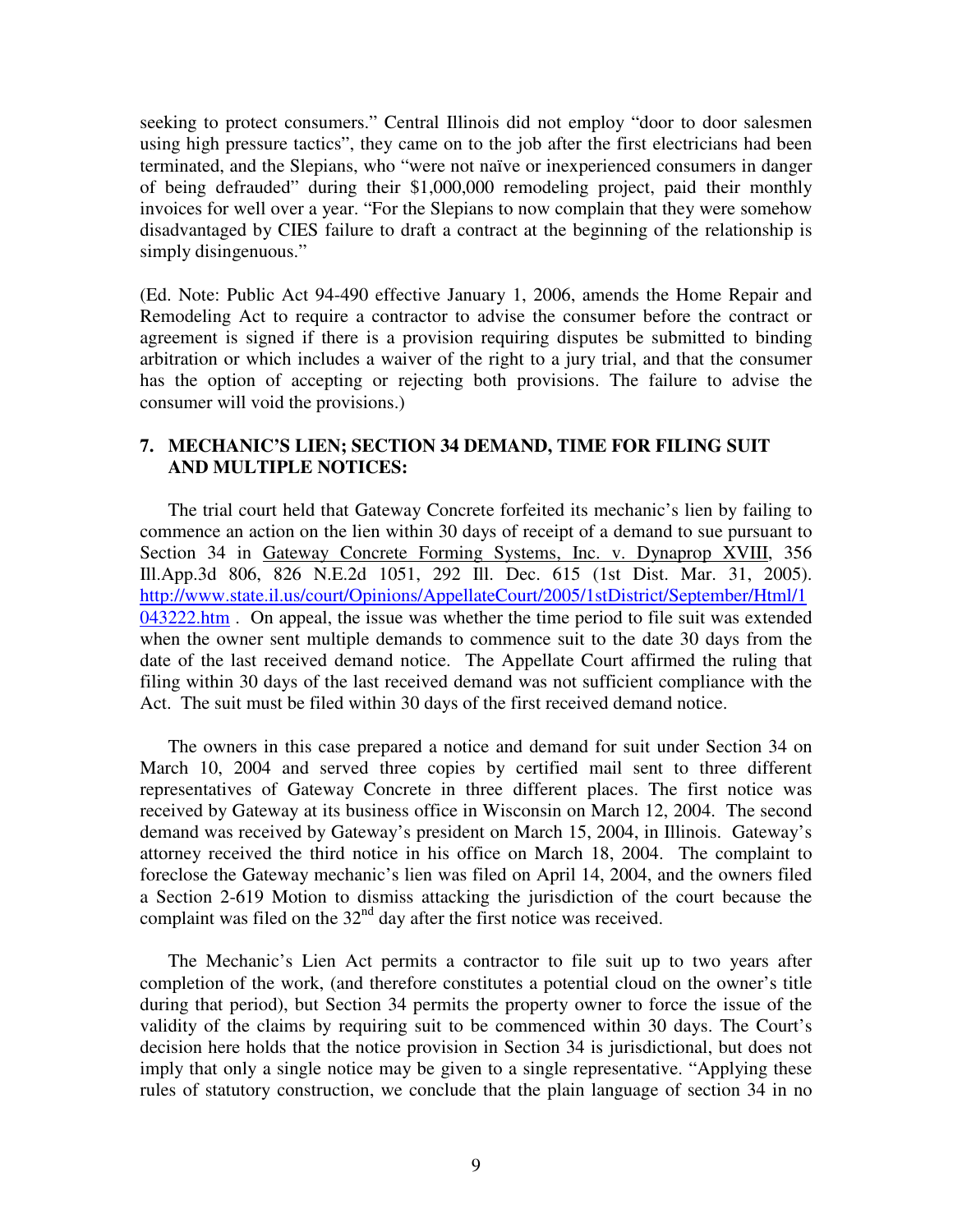seeking to protect consumers." Central Illinois did not employ "door to door salesmen using high pressure tactics", they came on to the job after the first electricians had been terminated, and the Slepians, who "were not naïve or inexperienced consumers in danger of being defrauded" during their $1,000,000 remodeling project, paid their monthly invoices for well over a year. "For the Slepians to now complain that they were somehow disadvantaged by CIES failure to draft a contract at the beginning of the relationship is simply disingenuous."

(Ed. Note: Public Act 94-490 effective January 1, 2006, amends the Home Repair and Remodeling Act to require a contractor to advise the consumer before the contract or agreement is signed if there is a provision requiring disputes be submitted to binding arbitration or which includes a waiver of the right to a jury trial, and that the consumer has the option of accepting or rejecting both provisions. The failure to advise the consumer will void the provisions.)

### 7. MECHANIC'S LIEN; SECTION 34 DEMAND, TIME FOR FILING SUIT AND MULTIPLE NOTICES:

The trial court held that Gateway Concrete forfeited its mechanic's lien by failing to commence an action on the lien within 30 days of receipt of a demand to sue pursuant to Section 34 in <u>Gateway Concrete Forming Systems, Inc. v. Dynaprop XVIII</u>, 356 Ill.App.3d 806, 826 N.E.2d 1051, 292 Ill. Dec. 615 (1st Dist. Mar. 31, 2005). [http://www.state.il.us/court/Opinions/AppellateCourt/2005/1stDistrict/September/Html/1043222.htm](http://www.state.il.us/court/Opinions/AppellateCourt/2005/1stDistrict/September/Html/1043222.htm) . On appeal, the issue was whether the time period to file suit was extended when the owner sent multiple demands to commence suit to the date 30 days from the date of the last received demand notice. The Appellate Court affirmed the ruling that filing within 30 days of the last received demand was not sufficient compliance with the Act. The suit must be filed within 30 days of the first received demand notice.

The owners in this case prepared a notice and demand for suit under Section 34 on March 10, 2004 and served three copies by certified mail sent to three different representatives of Gateway Concrete in three different places. The first notice was received by Gateway at its business office in Wisconsin on March 12, 2004. The second demand was received by Gateway's president on March 15, 2004, in Illinois. Gateway's attorney received the third notice in his office on March 18, 2004. The complaint to foreclose the Gateway mechanic's lien was filed on April 14, 2004, and the owners filed a Section 2-619 Motion to dismiss attacking the jurisdiction of the court because the complaint was filed on the 32nd day after the first notice was received.

The Mechanic's Lien Act permits a contractor to file suit up to two years after completion of the work, (and therefore constitutes a potential cloud on the owner's title during that period), but Section 34 permits the property owner to force the issue of the validity of the claims by requiring suit to be commenced within 30 days. The Court's decision here holds that the notice provision in Section 34 is jurisdictional, but does not imply that only a single notice may be given to a single representative. "Applying these rules of statutory construction, we conclude that the plain language of section 34 in no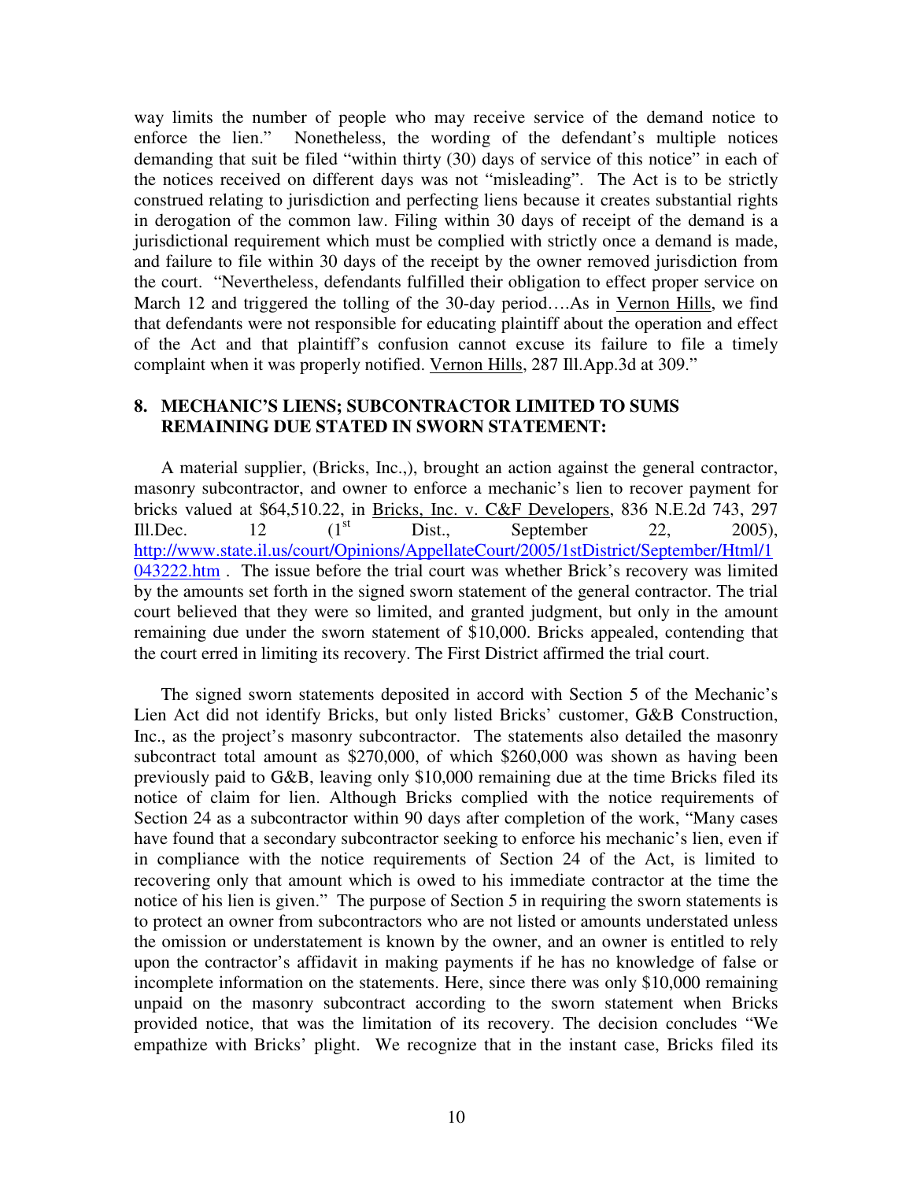way limits the number of people who may receive service of the demand notice to enforce the lien." Nonetheless, the wording of the defendant's multiple notices demanding that suit be filed "within thirty (30) days of service of this notice" in each of the notices received on different days was not "misleading". The Act is to be strictly construed relating to jurisdiction and perfecting liens because it creates substantial rights in derogation of the common law. Filing within 30 days of receipt of the demand is a jurisdictional requirement which must be complied with strictly once a demand is made, and failure to file within 30 days of the receipt by the owner removed jurisdiction from the court. "Nevertheless, defendants fulfilled their obligation to effect proper service on March 12 and triggered the tolling of the 30-day period….As in Vernon Hills, we find that defendants were not responsible for educating plaintiff about the operation and effect of the Act and that plaintiff's confusion cannot excuse its failure to file a timely complaint when it was properly notified. Vernon Hills, 287 Ill.App.3d at 309."

## 8. MECHANIC'S LIENS; SUBCONTRACTOR LIMITED TO SUMS REMAINING DUE STATED IN SWORN STATEMENT:

A material supplier, (Bricks, Inc.,), brought an action against the general contractor, masonry subcontractor, and owner to enforce a mechanic's lien to recover payment for bricks valued at $64,510.22, in Bricks, Inc. v. C&F Developers, 836 N.E.2d 743, 297 Ill.Dec. 12 (1st Dist., September 22, 2005), http://www.state.il.us/court/Opinions/AppellateCourt/2005/1stDistrict/September/Html/1043222.htm . The issue before the trial court was whether Brick's recovery was limited by the amounts set forth in the signed sworn statement of the general contractor. The trial court believed that they were so limited, and granted judgment, but only in the amount remaining due under the sworn statement of $10,000. Bricks appealed, contending that the court erred in limiting its recovery. The First District affirmed the trial court.

The signed sworn statements deposited in accord with Section 5 of the Mechanic's Lien Act did not identify Bricks, but only listed Bricks' customer, G&B Construction, Inc., as the project's masonry subcontractor. The statements also detailed the masonry subcontract total amount as $270,000, of which $260,000 was shown as having been previously paid to G&B, leaving only $10,000 remaining due at the time Bricks filed its notice of claim for lien. Although Bricks complied with the notice requirements of Section 24 as a subcontractor within 90 days after completion of the work, "Many cases have found that a secondary subcontractor seeking to enforce his mechanic's lien, even if in compliance with the notice requirements of Section 24 of the Act, is limited to recovering only that amount which is owed to his immediate contractor at the time the notice of his lien is given." The purpose of Section 5 in requiring the sworn statements is to protect an owner from subcontractors who are not listed or amounts understated unless the omission or understatement is known by the owner, and an owner is entitled to rely upon the contractor's affidavit in making payments if he has no knowledge of false or incomplete information on the statements. Here, since there was only $10,000 remaining unpaid on the masonry subcontract according to the sworn statement when Bricks provided notice, that was the limitation of its recovery. The decision concludes "We empathize with Bricks' plight. We recognize that in the instant case, Bricks filed its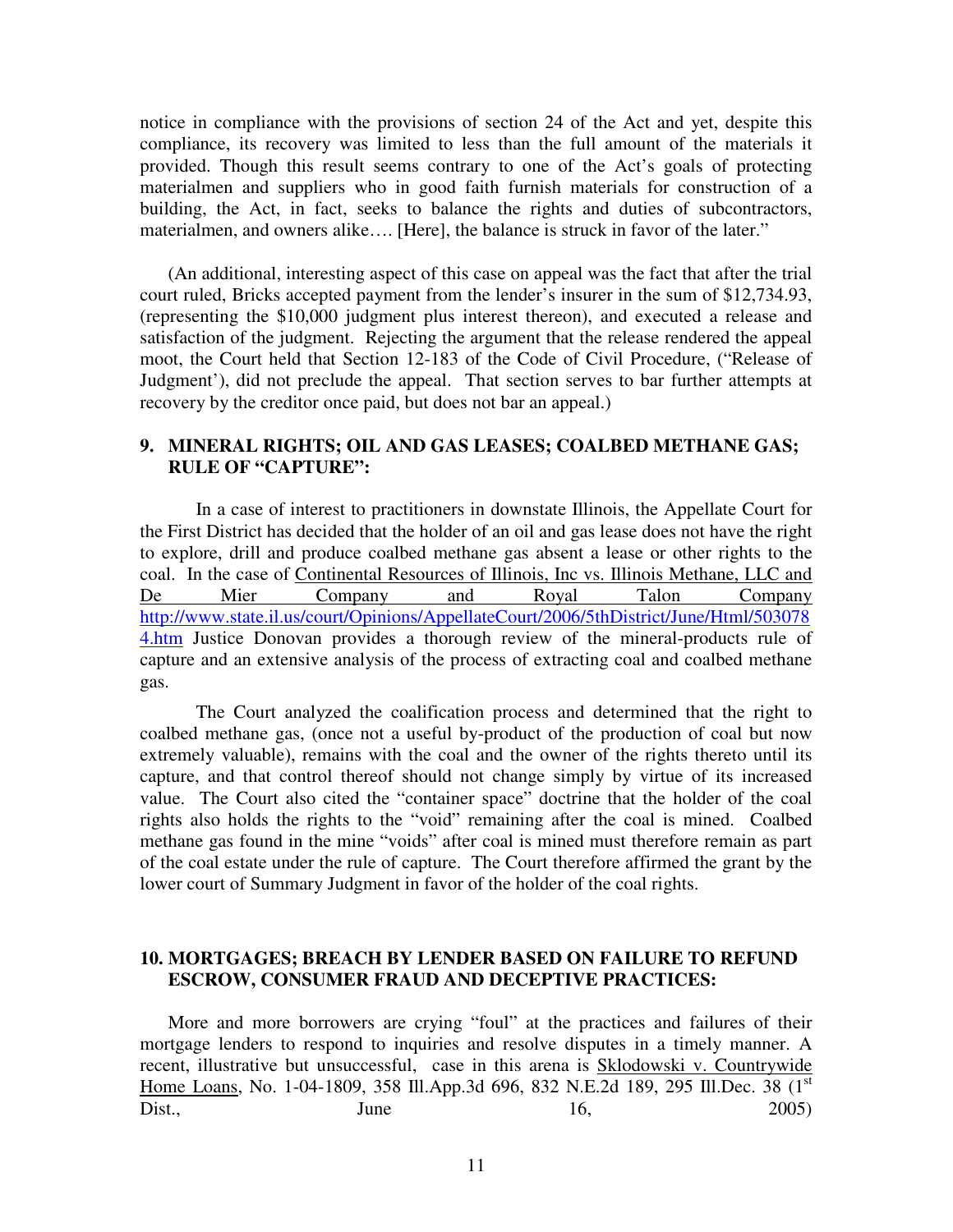notice in compliance with the provisions of section 24 of the Act and yet, despite this compliance, its recovery was limited to less than the full amount of the materials it provided. Though this result seems contrary to one of the Act's goals of protecting materialmen and suppliers who in good faith furnish materials for construction of a building, the Act, in fact, seeks to balance the rights and duties of subcontractors, materialmen, and owners alike…. [Here], the balance is struck in favor of the later."

(An additional, interesting aspect of this case on appeal was the fact that after the trial court ruled, Bricks accepted payment from the lender's insurer in the sum of $12,734.93, (representing the $10,000 judgment plus interest thereon), and executed a release and satisfaction of the judgment. Rejecting the argument that the release rendered the appeal moot, the Court held that Section 12-183 of the Code of Civil Procedure, ("Release of Judgment'), did not preclude the appeal. That section serves to bar further attempts at recovery by the creditor once paid, but does not bar an appeal.)

### 9. MINERAL RIGHTS; OIL AND GAS LEASES; COALBED METHANE GAS; RULE OF "CAPTURE":

In a case of interest to practitioners in downstate Illinois, the Appellate Court for the First District has decided that the holder of an oil and gas lease does not have the right to explore, drill and produce coalbed methane gas absent a lease or other rights to the coal. In the case of Continental Resources of Illinois, Inc vs. Illinois Methane, LLC and De Mier Company and Royal Talon Company http://www.state.il.us/court/Opinions/AppellateCourt/2006/5thDistrict/June/Html/5030784.htm Justice Donovan provides a thorough review of the mineral-products rule of capture and an extensive analysis of the process of extracting coal and coalbed methane gas.

The Court analyzed the coalification process and determined that the right to coalbed methane gas, (once not a useful by-product of the production of coal but now extremely valuable), remains with the coal and the owner of the rights thereto until its capture, and that control thereof should not change simply by virtue of its increased value. The Court also cited the "container space" doctrine that the holder of the coal rights also holds the rights to the "void" remaining after the coal is mined. Coalbed methane gas found in the mine "voids" after coal is mined must therefore remain as part of the coal estate under the rule of capture. The Court therefore affirmed the grant by the lower court of Summary Judgment in favor of the holder of the coal rights.

### 10. MORTGAGES; BREACH BY LENDER BASED ON FAILURE TO REFUND ESCROW, CONSUMER FRAUD AND DECEPTIVE PRACTICES:

More and more borrowers are crying "foul" at the practices and failures of their mortgage lenders to respond to inquiries and resolve disputes in a timely manner. A recent, illustrative but unsuccessful, case in this arena is Sklodowski v. Countrywide Home Loans, No. 1-04-1809, 358 Ill.App.3d 696, 832 N.E.2d 189, 295 Ill.Dec. 38 (1st Dist., June 16, 2005)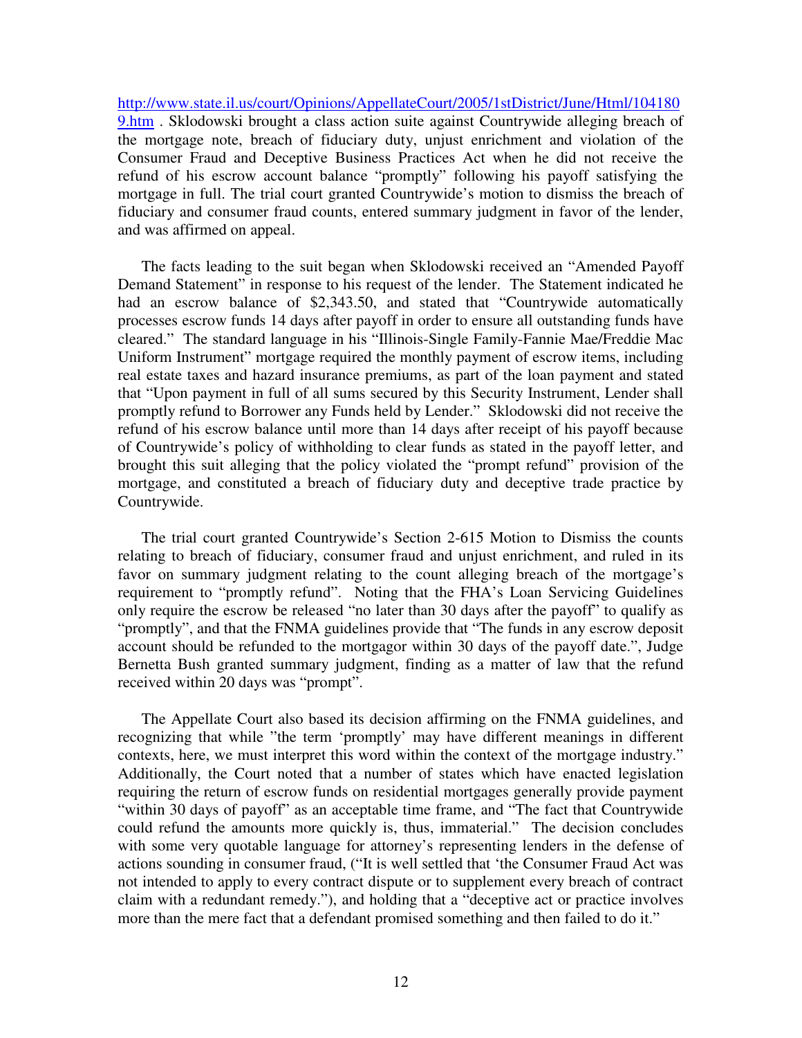http://www.state.il.us/court/Opinions/AppellateCourt/2005/1stDistrict/June/Html/1041809.htm . Sklodowski brought a class action suite against Countrywide alleging breach of the mortgage note, breach of fiduciary duty, unjust enrichment and violation of the Consumer Fraud and Deceptive Business Practices Act when he did not receive the refund of his escrow account balance "promptly" following his payoff satisfying the mortgage in full. The trial court granted Countrywide's motion to dismiss the breach of fiduciary and consumer fraud counts, entered summary judgment in favor of the lender, and was affirmed on appeal.

The facts leading to the suit began when Sklodowski received an "Amended Payoff Demand Statement" in response to his request of the lender. The Statement indicated he had an escrow balance of $2,343.50, and stated that "Countrywide automatically processes escrow funds 14 days after payoff in order to ensure all outstanding funds have cleared." The standard language in his "Illinois-Single Family-Fannie Mae/Freddie Mac Uniform Instrument" mortgage required the monthly payment of escrow items, including real estate taxes and hazard insurance premiums, as part of the loan payment and stated that "Upon payment in full of all sums secured by this Security Instrument, Lender shall promptly refund to Borrower any Funds held by Lender." Sklodowski did not receive the refund of his escrow balance until more than 14 days after receipt of his payoff because of Countrywide's policy of withholding to clear funds as stated in the payoff letter, and brought this suit alleging that the policy violated the "prompt refund" provision of the mortgage, and constituted a breach of fiduciary duty and deceptive trade practice by Countrywide.

The trial court granted Countrywide's Section 2-615 Motion to Dismiss the counts relating to breach of fiduciary, consumer fraud and unjust enrichment, and ruled in its favor on summary judgment relating to the count alleging breach of the mortgage's requirement to "promptly refund". Noting that the FHA's Loan Servicing Guidelines only require the escrow be released "no later than 30 days after the payoff" to qualify as "promptly", and that the FNMA guidelines provide that "The funds in any escrow deposit account should be refunded to the mortgagor within 30 days of the payoff date.", Judge Bernetta Bush granted summary judgment, finding as a matter of law that the refund received within 20 days was "prompt".

The Appellate Court also based its decision affirming on the FNMA guidelines, and recognizing that while "the term 'promptly' may have different meanings in different contexts, here, we must interpret this word within the context of the mortgage industry." Additionally, the Court noted that a number of states which have enacted legislation requiring the return of escrow funds on residential mortgages generally provide payment "within 30 days of payoff" as an acceptable time frame, and "The fact that Countrywide could refund the amounts more quickly is, thus, immaterial." The decision concludes with some very quotable language for attorney's representing lenders in the defense of actions sounding in consumer fraud, ("It is well settled that 'the Consumer Fraud Act was not intended to apply to every contract dispute or to supplement every breach of contract claim with a redundant remedy."), and holding that a "deceptive act or practice involves more than the mere fact that a defendant promised something and then failed to do it."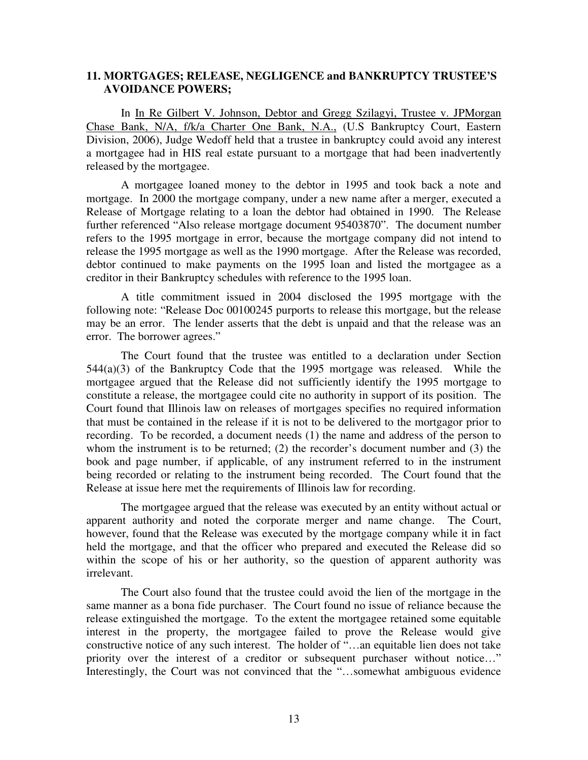## 11. MORTGAGES; RELEASE, NEGLIGENCE and BANKRUPTCY TRUSTEE'S AVOIDANCE POWERS;

In In Re Gilbert V. Johnson, Debtor and Gregg Szilagyi, Trustee v. JPMorgan Chase Bank, N/A, f/k/a Charter One Bank, N.A., (U.S Bankruptcy Court, Eastern Division, 2006), Judge Wedoff held that a trustee in bankruptcy could avoid any interest a mortgagee had in HIS real estate pursuant to a mortgage that had been inadvertently released by the mortgagee.

A mortgagee loaned money to the debtor in 1995 and took back a note and mortgage. In 2000 the mortgage company, under a new name after a merger, executed a Release of Mortgage relating to a loan the debtor had obtained in 1990. The Release further referenced "Also release mortgage document 95403870". The document number refers to the 1995 mortgage in error, because the mortgage company did not intend to release the 1995 mortgage as well as the 1990 mortgage. After the Release was recorded, debtor continued to make payments on the 1995 loan and listed the mortgagee as a creditor in their Bankruptcy schedules with reference to the 1995 loan.

A title commitment issued in 2004 disclosed the 1995 mortgage with the following note: "Release Doc 00100245 purports to release this mortgage, but the release may be an error. The lender asserts that the debt is unpaid and that the release was an error. The borrower agrees."

The Court found that the trustee was entitled to a declaration under Section 544(a)(3) of the Bankruptcy Code that the 1995 mortgage was released. While the mortgagee argued that the Release did not sufficiently identify the 1995 mortgage to constitute a release, the mortgagee could cite no authority in support of its position. The Court found that Illinois law on releases of mortgages specifies no required information that must be contained in the release if it is not to be delivered to the mortgagor prior to recording. To be recorded, a document needs (1) the name and address of the person to whom the instrument is to be returned; (2) the recorder's document number and (3) the book and page number, if applicable, of any instrument referred to in the instrument being recorded or relating to the instrument being recorded. The Court found that the Release at issue here met the requirements of Illinois law for recording.

The mortgagee argued that the release was executed by an entity without actual or apparent authority and noted the corporate merger and name change. The Court, however, found that the Release was executed by the mortgage company while it in fact held the mortgage, and that the officer who prepared and executed the Release did so within the scope of his or her authority, so the question of apparent authority was irrelevant.

The Court also found that the trustee could avoid the lien of the mortgage in the same manner as a bona fide purchaser. The Court found no issue of reliance because the release extinguished the mortgage. To the extent the mortgagee retained some equitable interest in the property, the mortgagee failed to prove the Release would give constructive notice of any such interest. The holder of "…an equitable lien does not take priority over the interest of a creditor or subsequent purchaser without notice…" Interestingly, the Court was not convinced that the "…somewhat ambiguous evidence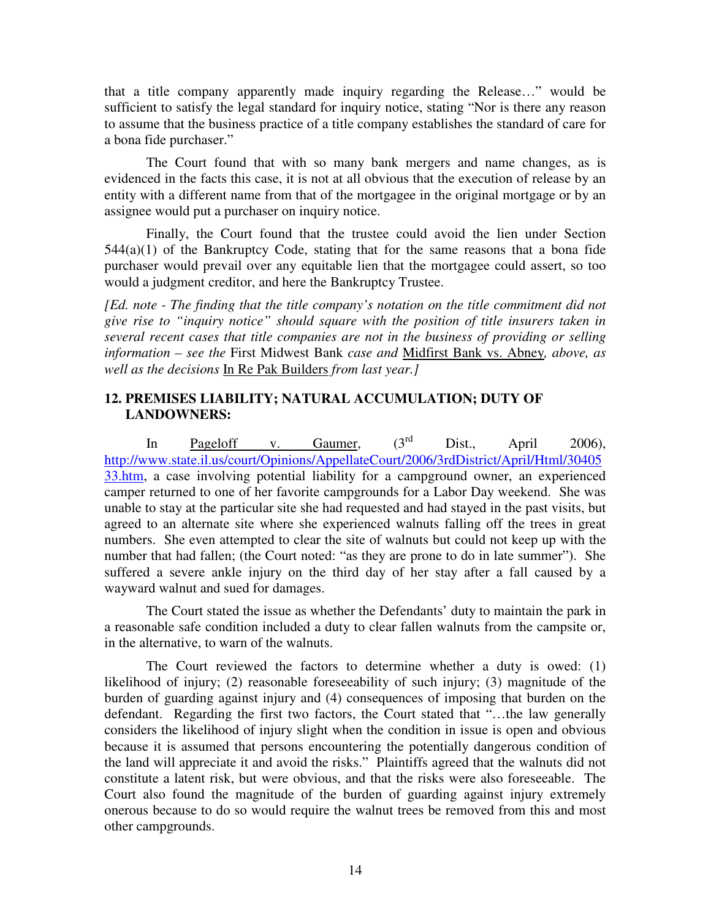that a title company apparently made inquiry regarding the Release…" would be sufficient to satisfy the legal standard for inquiry notice, stating "Nor is there any reason to assume that the business practice of a title company establishes the standard of care for a bona fide purchaser."

The Court found that with so many bank mergers and name changes, as is evidenced in the facts this case, it is not at all obvious that the execution of release by an entity with a different name from that of the mortgagee in the original mortgage or by an assignee would put a purchaser on inquiry notice.

Finally, the Court found that the trustee could avoid the lien under Section 544(a)(1) of the Bankruptcy Code, stating that for the same reasons that a bona fide purchaser would prevail over any equitable lien that the mortgagee could assert, so too would a judgment creditor, and here the Bankruptcy Trustee.

*[Ed. note - The finding that the title company's notation on the title commitment did not give rise to "inquiry notice" should square with the position of title insurers taken in several recent cases that title companies are not in the business of providing or selling information – see the* First Midwest Bank *case and* Midfirst Bank vs. Abney*, above, as well as the decisions* In Re Pak Builders *from last year.]*

## 12. PREMISES LIABILITY; NATURAL ACCUMULATION; DUTY OF LANDOWNERS:

In Pageloff v. Gaumer, (3rd Dist., April 2006), http://www.state.il.us/court/Opinions/AppellateCourt/2006/3rdDistrict/April/Html/3040533.htm, a case involving potential liability for a campground owner, an experienced camper returned to one of her favorite campgrounds for a Labor Day weekend. She was unable to stay at the particular site she had requested and had stayed in the past visits, but agreed to an alternate site where she experienced walnuts falling off the trees in great numbers. She even attempted to clear the site of walnuts but could not keep up with the number that had fallen; (the Court noted: "as they are prone to do in late summer"). She suffered a severe ankle injury on the third day of her stay after a fall caused by a wayward walnut and sued for damages.

The Court stated the issue as whether the Defendants' duty to maintain the park in a reasonable safe condition included a duty to clear fallen walnuts from the campsite or, in the alternative, to warn of the walnuts.

The Court reviewed the factors to determine whether a duty is owed: (1) likelihood of injury; (2) reasonable foreseeability of such injury; (3) magnitude of the burden of guarding against injury and (4) consequences of imposing that burden on the defendant. Regarding the first two factors, the Court stated that "…the law generally considers the likelihood of injury slight when the condition in issue is open and obvious because it is assumed that persons encountering the potentially dangerous condition of the land will appreciate it and avoid the risks." Plaintiffs agreed that the walnuts did not constitute a latent risk, but were obvious, and that the risks were also foreseeable. The Court also found the magnitude of the burden of guarding against injury extremely onerous because to do so would require the walnut trees be removed from this and most other campgrounds.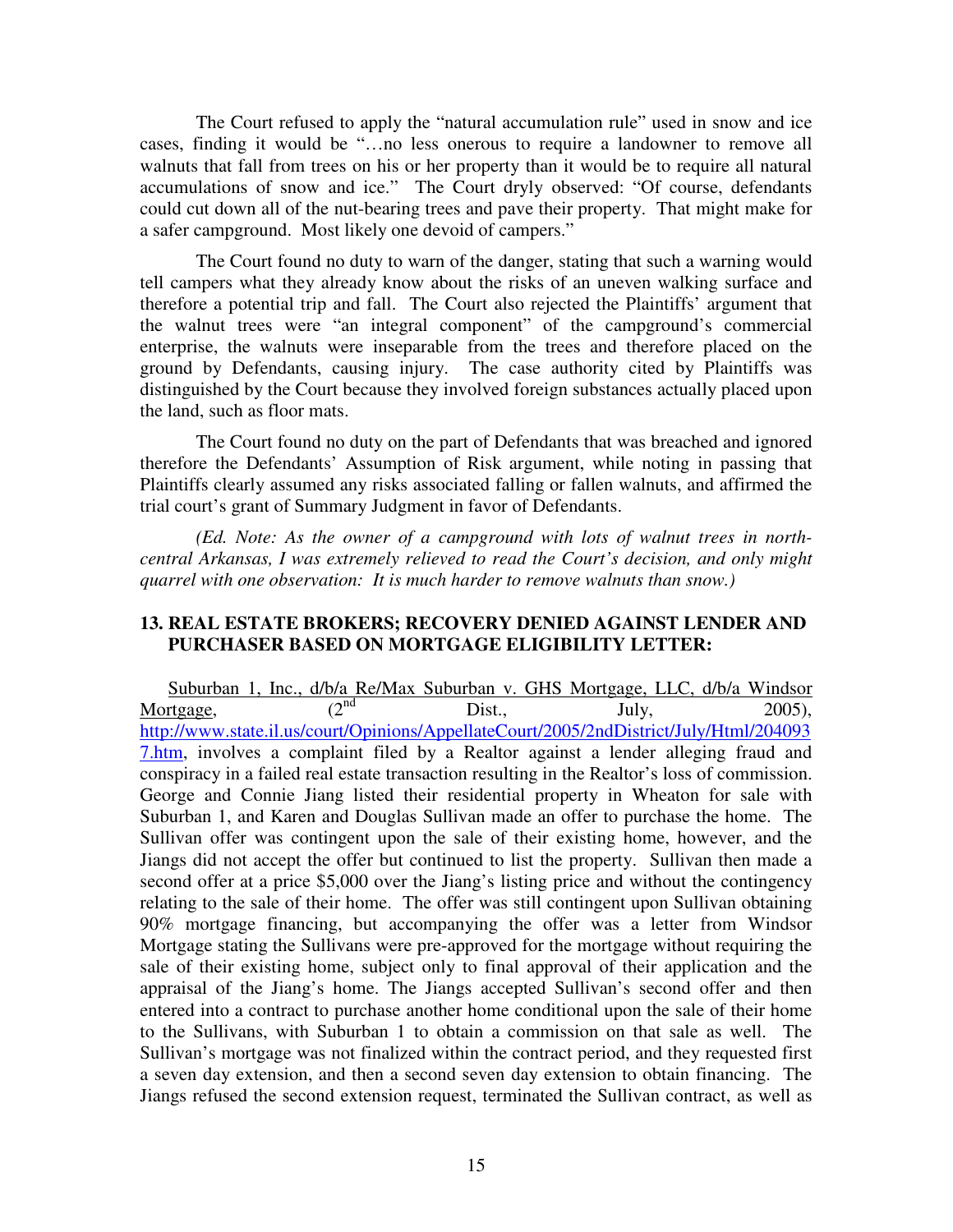The Court refused to apply the "natural accumulation rule" used in snow and ice cases, finding it would be "…no less onerous to require a landowner to remove all walnuts that fall from trees on his or her property than it would be to require all natural accumulations of snow and ice." The Court dryly observed: "Of course, defendants could cut down all of the nut-bearing trees and pave their property. That might make for a safer campground. Most likely one devoid of campers."

The Court found no duty to warn of the danger, stating that such a warning would tell campers what they already know about the risks of an uneven walking surface and therefore a potential trip and fall. The Court also rejected the Plaintiffs' argument that the walnut trees were "an integral component" of the campground's commercial enterprise, the walnuts were inseparable from the trees and therefore placed on the ground by Defendants, causing injury. The case authority cited by Plaintiffs was distinguished by the Court because they involved foreign substances actually placed upon the land, such as floor mats.

The Court found no duty on the part of Defendants that was breached and ignored therefore the Defendants' Assumption of Risk argument, while noting in passing that Plaintiffs clearly assumed any risks associated falling or fallen walnuts, and affirmed the trial court's grant of Summary Judgment in favor of Defendants.

*(Ed. Note: As the owner of a campground with lots of walnut trees in north-central Arkansas, I was extremely relieved to read the Court's decision, and only might quarrel with one observation: It is much harder to remove walnuts than snow.)*

### 13. REAL ESTATE BROKERS; RECOVERY DENIED AGAINST LENDER AND PURCHASER BASED ON MORTGAGE ELIGIBILITY LETTER:

Suburban 1, Inc., d/b/a Re/Max Suburban v. GHS Mortgage, LLC, d/b/a Windsor Mortgage, (2nd Dist., July, 2005), http://www.state.il.us/court/Opinions/AppellateCourt/2005/2ndDistrict/July/Html/2040937.htm, involves a complaint filed by a Realtor against a lender alleging fraud and conspiracy in a failed real estate transaction resulting in the Realtor's loss of commission. George and Connie Jiang listed their residential property in Wheaton for sale with Suburban 1, and Karen and Douglas Sullivan made an offer to purchase the home. The Sullivan offer was contingent upon the sale of their existing home, however, and the Jiangs did not accept the offer but continued to list the property. Sullivan then made a second offer at a price $5,000 over the Jiang's listing price and without the contingency relating to the sale of their home. The offer was still contingent upon Sullivan obtaining 90% mortgage financing, but accompanying the offer was a letter from Windsor Mortgage stating the Sullivans were pre-approved for the mortgage without requiring the sale of their existing home, subject only to final approval of their application and the appraisal of the Jiang's home. The Jiangs accepted Sullivan's second offer and then entered into a contract to purchase another home conditional upon the sale of their home to the Sullivans, with Suburban 1 to obtain a commission on that sale as well. The Sullivan's mortgage was not finalized within the contract period, and they requested first a seven day extension, and then a second seven day extension to obtain financing. The Jiangs refused the second extension request, terminated the Sullivan contract, as well as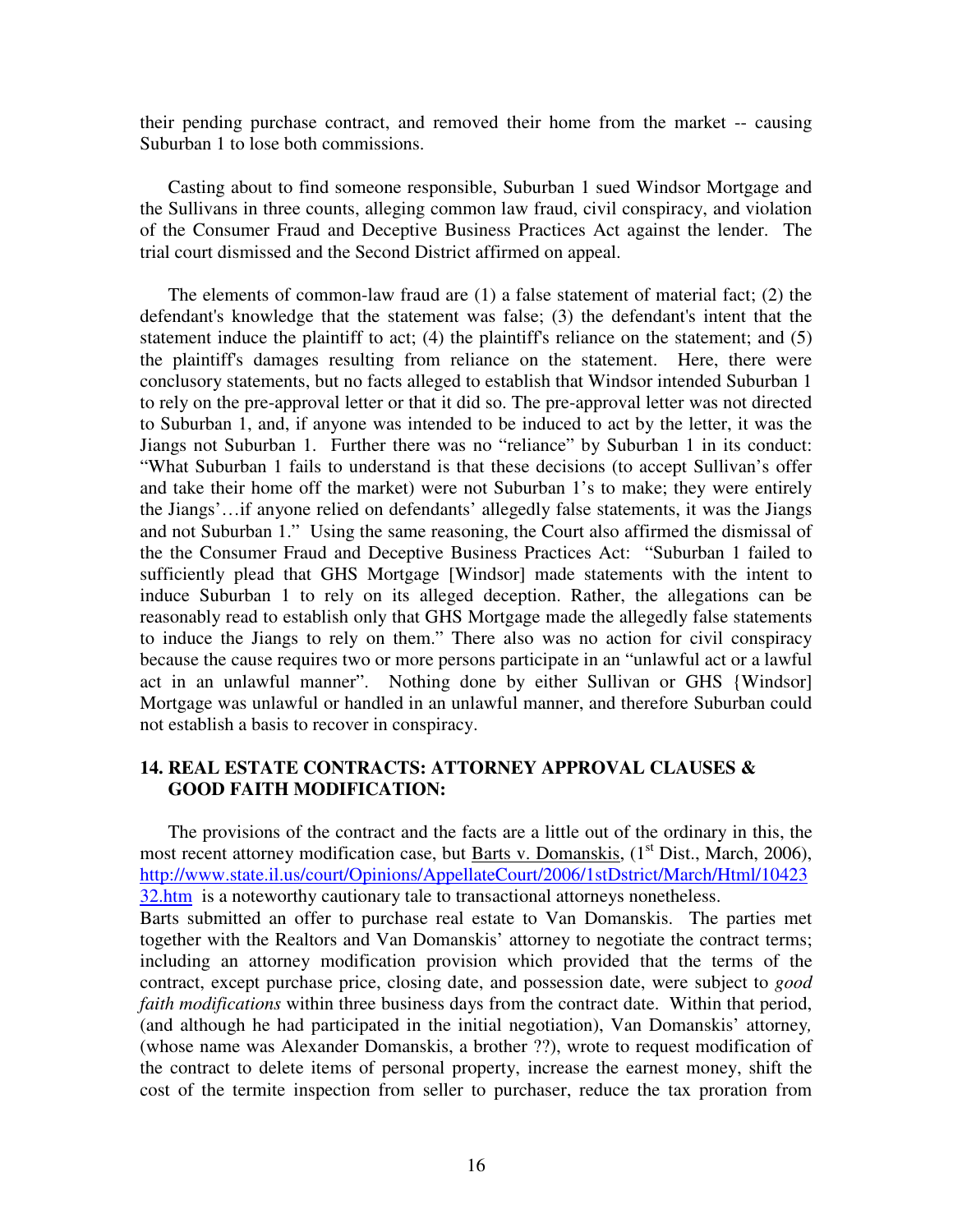their pending purchase contract, and removed their home from the market -- causing Suburban 1 to lose both commissions.

Casting about to find someone responsible, Suburban 1 sued Windsor Mortgage and the Sullivans in three counts, alleging common law fraud, civil conspiracy, and violation of the Consumer Fraud and Deceptive Business Practices Act against the lender. The trial court dismissed and the Second District affirmed on appeal.

The elements of common-law fraud are (1) a false statement of material fact; (2) the defendant's knowledge that the statement was false; (3) the defendant's intent that the statement induce the plaintiff to act; (4) the plaintiff's reliance on the statement; and (5) the plaintiff's damages resulting from reliance on the statement. Here, there were conclusory statements, but no facts alleged to establish that Windsor intended Suburban 1 to rely on the pre-approval letter or that it did so. The pre-approval letter was not directed to Suburban 1, and, if anyone was intended to be induced to act by the letter, it was the Jiangs not Suburban 1. Further there was no "reliance" by Suburban 1 in its conduct: "What Suburban 1 fails to understand is that these decisions (to accept Sullivan's offer and take their home off the market) were not Suburban 1's to make; they were entirely the Jiangs'…if anyone relied on defendants' allegedly false statements, it was the Jiangs and not Suburban 1." Using the same reasoning, the Court also affirmed the dismissal of the the Consumer Fraud and Deceptive Business Practices Act: "Suburban 1 failed to sufficiently plead that GHS Mortgage [Windsor] made statements with the intent to induce Suburban 1 to rely on its alleged deception. Rather, the allegations can be reasonably read to establish only that GHS Mortgage made the allegedly false statements to induce the Jiangs to rely on them." There also was no action for civil conspiracy because the cause requires two or more persons participate in an "unlawful act or a lawful act in an unlawful manner". Nothing done by either Sullivan or GHS {Windsor] Mortgage was unlawful or handled in an unlawful manner, and therefore Suburban could not establish a basis to recover in conspiracy.

## 14. REAL ESTATE CONTRACTS: ATTORNEY APPROVAL CLAUSES & GOOD FAITH MODIFICATION:

The provisions of the contract and the facts are a little out of the ordinary in this, the most recent attorney modification case, but Barts v. Domanskis, (1st Dist., March, 2006), http://www.state.il.us/court/Opinions/AppellateCourt/2006/1stDstrict/March/Html/1042332.htm is a noteworthy cautionary tale to transactional attorneys nonetheless.

Barts submitted an offer to purchase real estate to Van Domanskis. The parties met together with the Realtors and Van Domanskis' attorney to negotiate the contract terms; including an attorney modification provision which provided that the terms of the contract, except purchase price, closing date, and possession date, were subject to *good faith modifications* within three business days from the contract date. Within that period, (and although he had participated in the initial negotiation), Van Domanskis' attorney, (whose name was Alexander Domanskis, a brother ??), wrote to request modification of the contract to delete items of personal property, increase the earnest money, shift the cost of the termite inspection from seller to purchaser, reduce the tax proration from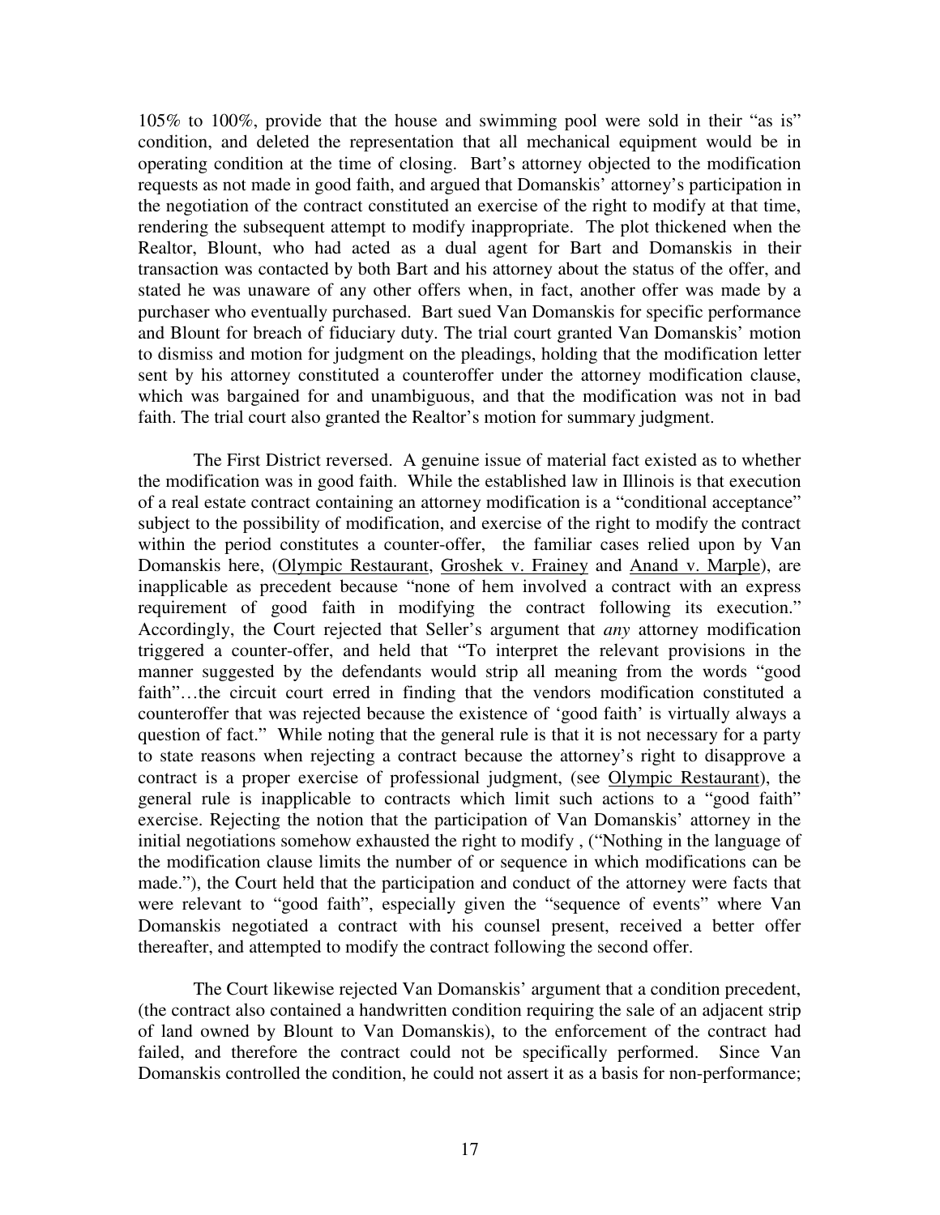105% to 100%, provide that the house and swimming pool were sold in their "as is" condition, and deleted the representation that all mechanical equipment would be in operating condition at the time of closing. Bart's attorney objected to the modification requests as not made in good faith, and argued that Domanskis' attorney's participation in the negotiation of the contract constituted an exercise of the right to modify at that time, rendering the subsequent attempt to modify inappropriate. The plot thickened when the Realtor, Blount, who had acted as a dual agent for Bart and Domanskis in their transaction was contacted by both Bart and his attorney about the status of the offer, and stated he was unaware of any other offers when, in fact, another offer was made by a purchaser who eventually purchased. Bart sued Van Domanskis for specific performance and Blount for breach of fiduciary duty. The trial court granted Van Domanskis' motion to dismiss and motion for judgment on the pleadings, holding that the modification letter sent by his attorney constituted a counteroffer under the attorney modification clause, which was bargained for and unambiguous, and that the modification was not in bad faith. The trial court also granted the Realtor's motion for summary judgment.

The First District reversed. A genuine issue of material fact existed as to whether the modification was in good faith. While the established law in Illinois is that execution of a real estate contract containing an attorney modification is a "conditional acceptance" subject to the possibility of modification, and exercise of the right to modify the contract within the period constitutes a counter-offer, the familiar cases relied upon by Van Domanskis here, (Olympic Restaurant, Groshek v. Frainey and Anand v. Marple), are inapplicable as precedent because "none of hem involved a contract with an express requirement of good faith in modifying the contract following its execution." Accordingly, the Court rejected that Seller's argument that *any* attorney modification triggered a counter-offer, and held that "To interpret the relevant provisions in the manner suggested by the defendants would strip all meaning from the words "good faith"…the circuit court erred in finding that the vendors modification constituted a counteroffer that was rejected because the existence of 'good faith' is virtually always a question of fact." While noting that the general rule is that it is not necessary for a party to state reasons when rejecting a contract because the attorney's right to disapprove a contract is a proper exercise of professional judgment, (see Olympic Restaurant), the general rule is inapplicable to contracts which limit such actions to a "good faith" exercise. Rejecting the notion that the participation of Van Domanskis' attorney in the initial negotiations somehow exhausted the right to modify , ("Nothing in the language of the modification clause limits the number of or sequence in which modifications can be made."), the Court held that the participation and conduct of the attorney were facts that were relevant to "good faith", especially given the "sequence of events" where Van Domanskis negotiated a contract with his counsel present, received a better offer thereafter, and attempted to modify the contract following the second offer.

The Court likewise rejected Van Domanskis' argument that a condition precedent, (the contract also contained a handwritten condition requiring the sale of an adjacent strip of land owned by Blount to Van Domanskis), to the enforcement of the contract had failed, and therefore the contract could not be specifically performed. Since Van Domanskis controlled the condition, he could not assert it as a basis for non-performance;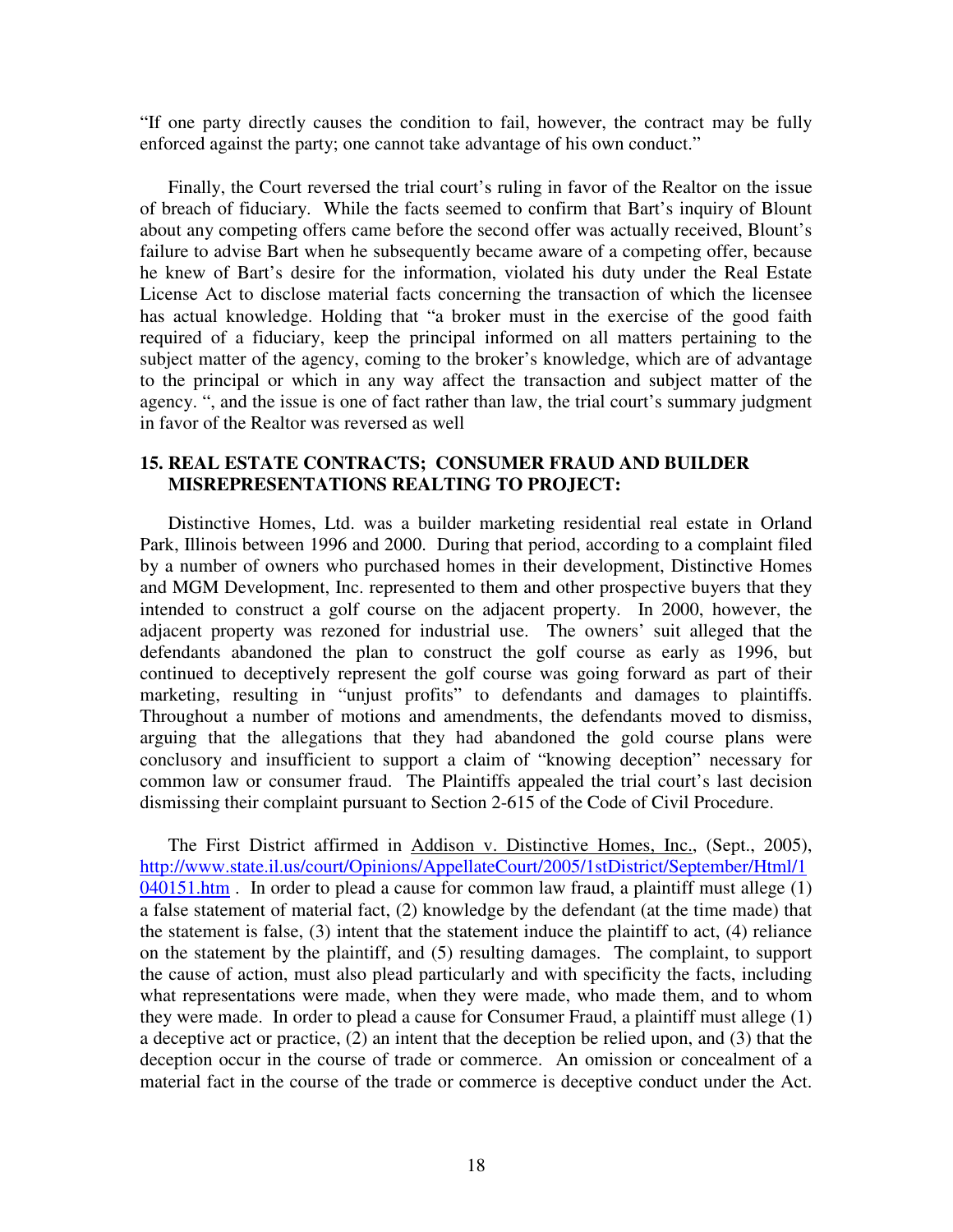"If one party directly causes the condition to fail, however, the contract may be fully enforced against the party; one cannot take advantage of his own conduct."

Finally, the Court reversed the trial court's ruling in favor of the Realtor on the issue of breach of fiduciary. While the facts seemed to confirm that Bart's inquiry of Blount about any competing offers came before the second offer was actually received, Blount's failure to advise Bart when he subsequently became aware of a competing offer, because he knew of Bart's desire for the information, violated his duty under the Real Estate License Act to disclose material facts concerning the transaction of which the licensee has actual knowledge. Holding that "a broker must in the exercise of the good faith required of a fiduciary, keep the principal informed on all matters pertaining to the subject matter of the agency, coming to the broker's knowledge, which are of advantage to the principal or which in any way affect the transaction and subject matter of the agency. ", and the issue is one of fact rather than law, the trial court's summary judgment in favor of the Realtor was reversed as well

## 15. REAL ESTATE CONTRACTS; CONSUMER FRAUD AND BUILDER MISREPRESENTATIONS REALTING TO PROJECT:

Distinctive Homes, Ltd. was a builder marketing residential real estate in Orland Park, Illinois between 1996 and 2000. During that period, according to a complaint filed by a number of owners who purchased homes in their development, Distinctive Homes and MGM Development, Inc. represented to them and other prospective buyers that they intended to construct a golf course on the adjacent property. In 2000, however, the adjacent property was rezoned for industrial use. The owners' suit alleged that the defendants abandoned the plan to construct the golf course as early as 1996, but continued to deceptively represent the golf course was going forward as part of their marketing, resulting in "unjust profits" to defendants and damages to plaintiffs. Throughout a number of motions and amendments, the defendants moved to dismiss, arguing that the allegations that they had abandoned the gold course plans were conclusory and insufficient to support a claim of "knowing deception" necessary for common law or consumer fraud. The Plaintiffs appealed the trial court's last decision dismissing their complaint pursuant to Section 2-615 of the Code of Civil Procedure.

The First District affirmed in Addison v. Distinctive Homes, Inc., (Sept., 2005), http://www.state.il.us/court/Opinions/AppellateCourt/2005/1stDistrict/September/Html/1040151.htm . In order to plead a cause for common law fraud, a plaintiff must allege (1) a false statement of material fact, (2) knowledge by the defendant (at the time made) that the statement is false, (3) intent that the statement induce the plaintiff to act, (4) reliance on the statement by the plaintiff, and (5) resulting damages. The complaint, to support the cause of action, must also plead particularly and with specificity the facts, including what representations were made, when they were made, who made them, and to whom they were made. In order to plead a cause for Consumer Fraud, a plaintiff must allege (1) a deceptive act or practice, (2) an intent that the deception be relied upon, and (3) that the deception occur in the course of trade or commerce. An omission or concealment of a material fact in the course of the trade or commerce is deceptive conduct under the Act.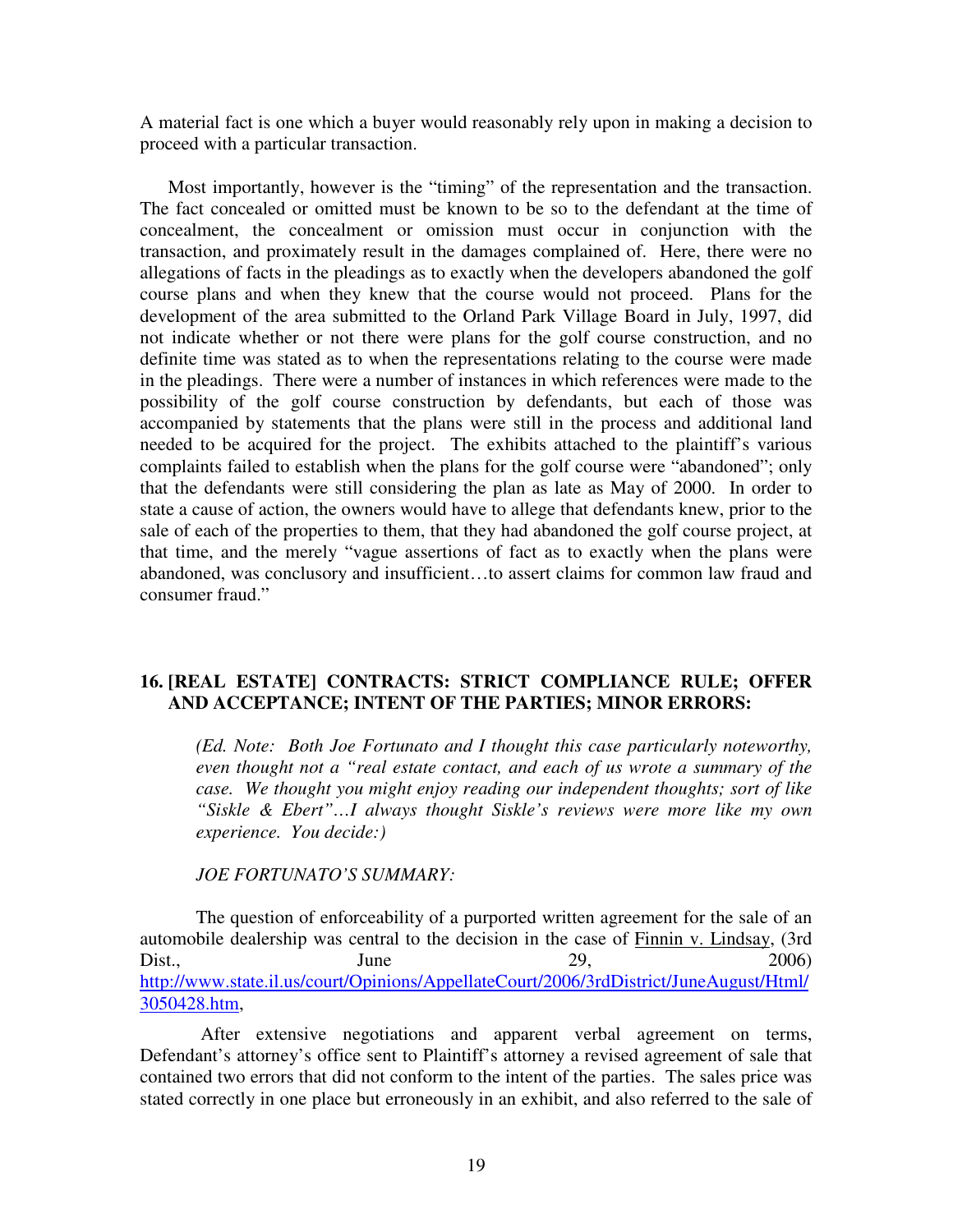A material fact is one which a buyer would reasonably rely upon in making a decision to proceed with a particular transaction.

Most importantly, however is the "timing" of the representation and the transaction. The fact concealed or omitted must be known to be so to the defendant at the time of concealment, the concealment or omission must occur in conjunction with the transaction, and proximately result in the damages complained of. Here, there were no allegations of facts in the pleadings as to exactly when the developers abandoned the golf course plans and when they knew that the course would not proceed. Plans for the development of the area submitted to the Orland Park Village Board in July, 1997, did not indicate whether or not there were plans for the golf course construction, and no definite time was stated as to when the representations relating to the course were made in the pleadings. There were a number of instances in which references were made to the possibility of the golf course construction by defendants, but each of those was accompanied by statements that the plans were still in the process and additional land needed to be acquired for the project. The exhibits attached to the plaintiff's various complaints failed to establish when the plans for the golf course were "abandoned"; only that the defendants were still considering the plan as late as May of 2000. In order to state a cause of action, the owners would have to allege that defendants knew, prior to the sale of each of the properties to them, that they had abandoned the golf course project, at that time, and the merely "vague assertions of fact as to exactly when the plans were abandoned, was conclusory and insufficient…to assert claims for common law fraud and consumer fraud."

### 16. [REAL ESTATE] CONTRACTS: STRICT COMPLIANCE RULE; OFFER AND ACCEPTANCE; INTENT OF THE PARTIES; MINOR ERRORS:

*(Ed. Note: Both Joe Fortunato and I thought this case particularly noteworthy, even thought not a "real estate contact, and each of us wrote a summary of the case. We thought you might enjoy reading our independent thoughts; sort of like "Siskle & Ebert"…I always thought Siskle's reviews were more like my own experience. You decide:)*

*JOE FORTUNATO'S SUMMARY:*

The question of enforceability of a purported written agreement for the sale of an automobile dealership was central to the decision in the case of Finnin v. Lindsay, (3rd Dist., June 29, 2006) http://www.state.il.us/court/Opinions/AppellateCourt/2006/3rdDistrict/JuneAugust/Html/3050428.htm,

After extensive negotiations and apparent verbal agreement on terms, Defendant's attorney's office sent to Plaintiff's attorney a revised agreement of sale that contained two errors that did not conform to the intent of the parties. The sales price was stated correctly in one place but erroneously in an exhibit, and also referred to the sale of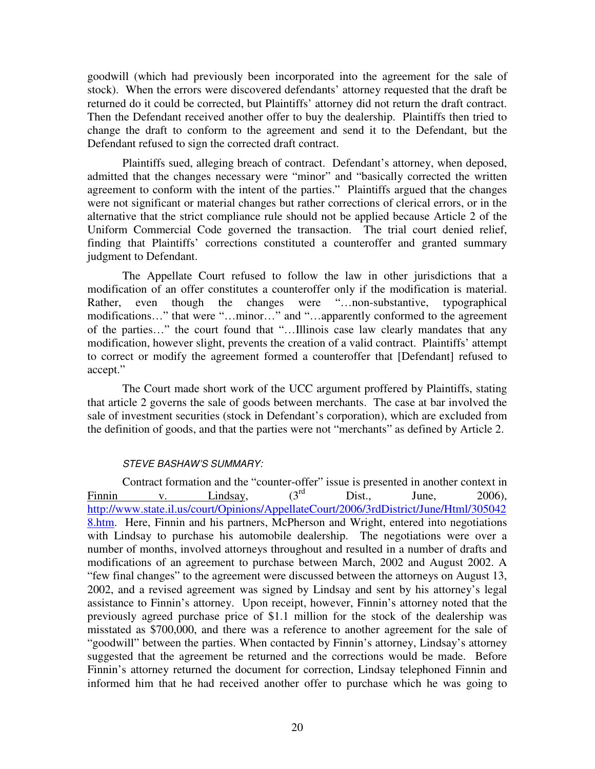goodwill (which had previously been incorporated into the agreement for the sale of stock). When the errors were discovered defendants' attorney requested that the draft be returned do it could be corrected, but Plaintiffs' attorney did not return the draft contract. Then the Defendant received another offer to buy the dealership. Plaintiffs then tried to change the draft to conform to the agreement and send it to the Defendant, but the Defendant refused to sign the corrected draft contract.

Plaintiffs sued, alleging breach of contract. Defendant's attorney, when deposed, admitted that the changes necessary were "minor" and "basically corrected the written agreement to conform with the intent of the parties." Plaintiffs argued that the changes were not significant or material changes but rather corrections of clerical errors, or in the alternative that the strict compliance rule should not be applied because Article 2 of the Uniform Commercial Code governed the transaction. The trial court denied relief, finding that Plaintiffs' corrections constituted a counteroffer and granted summary judgment to Defendant.

The Appellate Court refused to follow the law in other jurisdictions that a modification of an offer constitutes a counteroffer only if the modification is material. Rather, even though the changes were "…non-substantive, typographical modifications…" that were "…minor…" and "…apparently conformed to the agreement of the parties…" the court found that "…Illinois case law clearly mandates that any modification, however slight, prevents the creation of a valid contract. Plaintiffs' attempt to correct or modify the agreement formed a counteroffer that [Defendant] refused to accept."

The Court made short work of the UCC argument proffered by Plaintiffs, stating that article 2 governs the sale of goods between merchants. The case at bar involved the sale of investment securities (stock in Defendant's corporation), which are excluded from the definition of goods, and that the parties were not "merchants" as defined by Article 2.

*STEVE BASHAW'S SUMMARY:*

Contract formation and the "counter-offer" issue is presented in another context in Finnin v. Lindsay, (3rd Dist., June, 2006), http://www.state.il.us/court/Opinions/AppellateCourt/2006/3rdDistrict/June/Html/3050428.htm. Here, Finnin and his partners, McPherson and Wright, entered into negotiations with Lindsay to purchase his automobile dealership. The negotiations were over a number of months, involved attorneys throughout and resulted in a number of drafts and modifications of an agreement to purchase between March, 2002 and August 2002. A "few final changes" to the agreement were discussed between the attorneys on August 13, 2002, and a revised agreement was signed by Lindsay and sent by his attorney's legal assistance to Finnin's attorney. Upon receipt, however, Finnin's attorney noted that the previously agreed purchase price of $1.1 million for the stock of the dealership was misstated as $700,000, and there was a reference to another agreement for the sale of "goodwill" between the parties. When contacted by Finnin's attorney, Lindsay's attorney suggested that the agreement be returned and the corrections would be made. Before Finnin's attorney returned the document for correction, Lindsay telephoned Finnin and informed him that he had received another offer to purchase which he was going to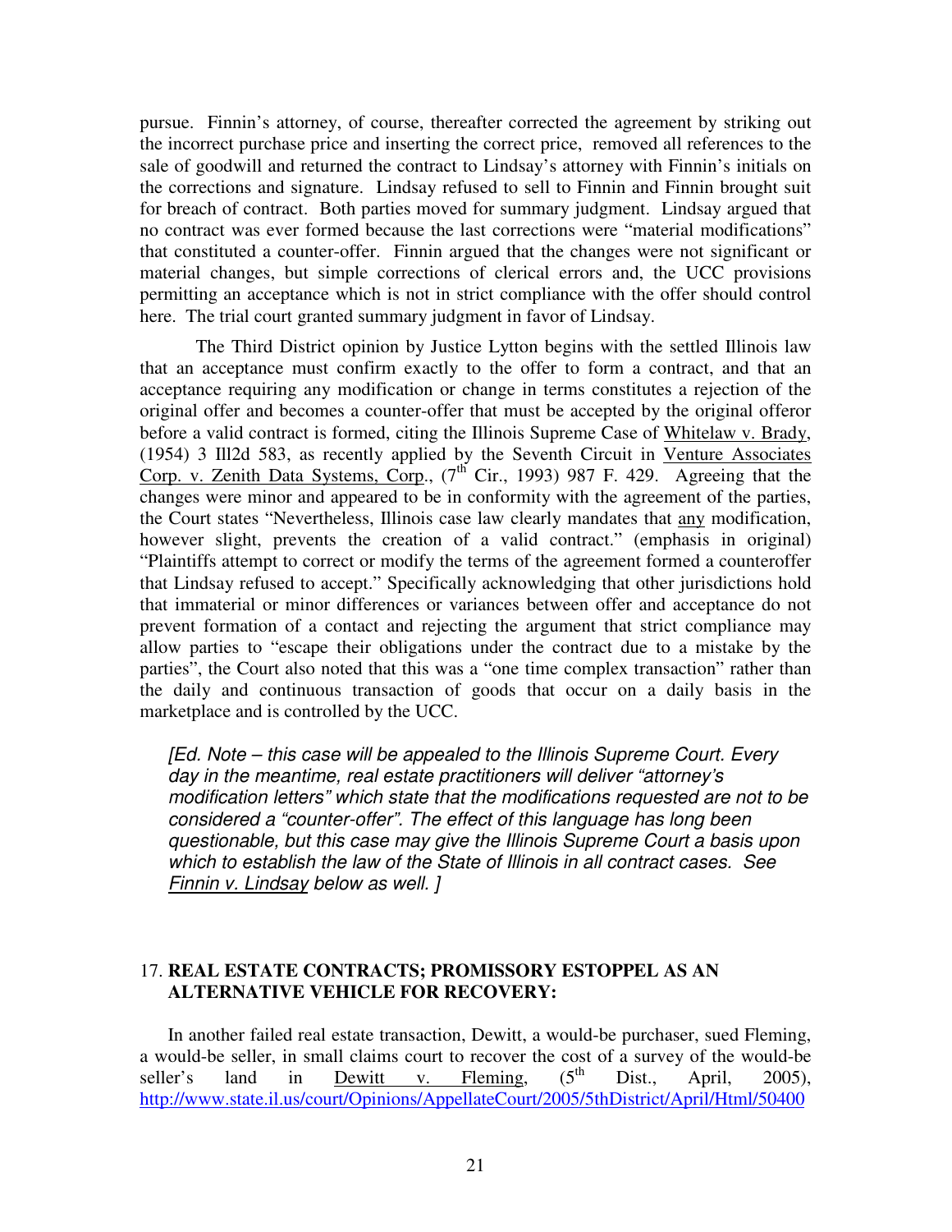pursue. Finnin's attorney, of course, thereafter corrected the agreement by striking out the incorrect purchase price and inserting the correct price, removed all references to the sale of goodwill and returned the contract to Lindsay's attorney with Finnin's initials on the corrections and signature. Lindsay refused to sell to Finnin and Finnin brought suit for breach of contract. Both parties moved for summary judgment. Lindsay argued that no contract was ever formed because the last corrections were "material modifications" that constituted a counter-offer. Finnin argued that the changes were not significant or material changes, but simple corrections of clerical errors and, the UCC provisions permitting an acceptance which is not in strict compliance with the offer should control here. The trial court granted summary judgment in favor of Lindsay.

The Third District opinion by Justice Lytton begins with the settled Illinois law that an acceptance must confirm exactly to the offer to form a contract, and that an acceptance requiring any modification or change in terms constitutes a rejection of the original offer and becomes a counter-offer that must be accepted by the original offeror before a valid contract is formed, citing the Illinois Supreme Case of Whitelaw v. Brady, (1954) 3 Ill2d 583, as recently applied by the Seventh Circuit in Venture Associates Corp. v. Zenith Data Systems, Corp., (7th Cir., 1993) 987 F. 429. Agreeing that the changes were minor and appeared to be in conformity with the agreement of the parties, the Court states "Nevertheless, Illinois case law clearly mandates that any modification, however slight, prevents the creation of a valid contract." (emphasis in original) "Plaintiffs attempt to correct or modify the terms of the agreement formed a counteroffer that Lindsay refused to accept." Specifically acknowledging that other jurisdictions hold that immaterial or minor differences or variances between offer and acceptance do not prevent formation of a contact and rejecting the argument that strict compliance may allow parties to "escape their obligations under the contract due to a mistake by the parties", the Court also noted that this was a "one time complex transaction" rather than the daily and continuous transaction of goods that occur on a daily basis in the marketplace and is controlled by the UCC.

> *[Ed. Note – this case will be appealed to the Illinois Supreme Court. Every day in the meantime, real estate practitioners will deliver "attorney's modification letters" which state that the modifications requested are not to be considered a "counter-offer". The effect of this language has long been questionable, but this case may give the Illinois Supreme Court a basis upon which to establish the law of the State of Illinois in all contract cases. See Finnin v. Lindsay below as well. ]*

17. **REAL ESTATE CONTRACTS; PROMISSORY ESTOPPEL AS AN ALTERNATIVE VEHICLE FOR RECOVERY:**

In another failed real estate transaction, Dewitt, a would-be purchaser, sued Fleming, a would-be seller, in small claims court to recover the cost of a survey of the would-be seller's land in Dewitt v. Fleming, (5th Dist., April, 2005), http://www.state.il.us/court/Opinions/AppellateCourt/2005/5thDistrict/April/Html/50400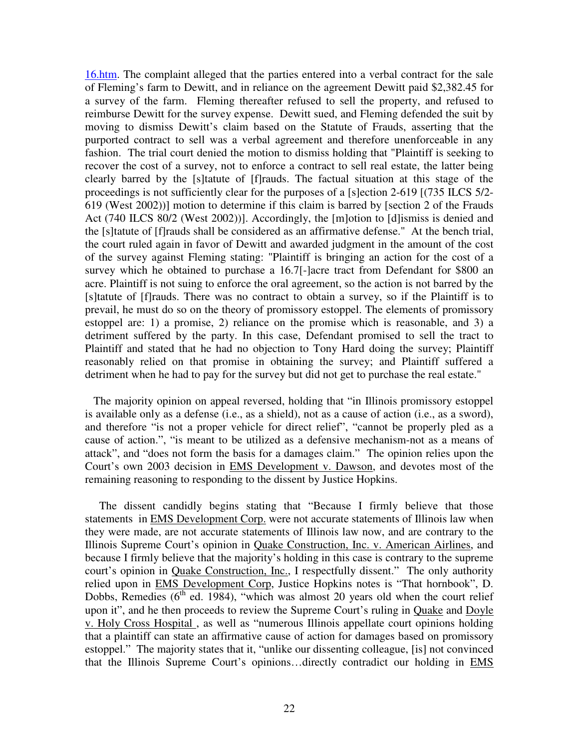16.htm. The complaint alleged that the parties entered into a verbal contract for the sale of Fleming's farm to Dewitt, and in reliance on the agreement Dewitt paid $2,382.45 for a survey of the farm. Fleming thereafter refused to sell the property, and refused to reimburse Dewitt for the survey expense. Dewitt sued, and Fleming defended the suit by moving to dismiss Dewitt's claim based on the Statute of Frauds, asserting that the purported contract to sell was a verbal agreement and therefore unenforceable in any fashion. The trial court denied the motion to dismiss holding that "Plaintiff is seeking to recover the cost of a survey, not to enforce a contract to sell real estate, the latter being clearly barred by the [s]tatute of [f]rauds. The factual situation at this stage of the proceedings is not sufficiently clear for the purposes of a [s]ection 2-619 [(735 ILCS 5/2-619 (West 2002))] motion to determine if this claim is barred by [section 2 of the Frauds Act (740 ILCS 80/2 (West 2002))]. Accordingly, the [m]otion to [d]ismiss is denied and the [s]tatute of [f]rauds shall be considered as an affirmative defense." At the bench trial, the court ruled again in favor of Dewitt and awarded judgment in the amount of the cost of the survey against Fleming stating: "Plaintiff is bringing an action for the cost of a survey which he obtained to purchase a 16.7[-]acre tract from Defendant for $800 an acre. Plaintiff is not suing to enforce the oral agreement, so the action is not barred by the [s]tatute of [f]rauds. There was no contract to obtain a survey, so if the Plaintiff is to prevail, he must do so on the theory of promissory estoppel. The elements of promissory estoppel are: 1) a promise, 2) reliance on the promise which is reasonable, and 3) a detriment suffered by the party. In this case, Defendant promised to sell the tract to Plaintiff and stated that he had no objection to Tony Hard doing the survey; Plaintiff reasonably relied on that promise in obtaining the survey; and Plaintiff suffered a detriment when he had to pay for the survey but did not get to purchase the real estate."

The majority opinion on appeal reversed, holding that "in Illinois promissory estoppel is available only as a defense (i.e., as a shield), not as a cause of action (i.e., as a sword), and therefore "is not a proper vehicle for direct relief", "cannot be properly pled as a cause of action.", "is meant to be utilized as a defensive mechanism-not as a means of attack", and "does not form the basis for a damages claim." The opinion relies upon the Court's own 2003 decision in <u>EMS Development v. Dawson</u>, and devotes most of the remaining reasoning to responding to the dissent by Justice Hopkins.

The dissent candidly begins stating that "Because I firmly believe that those statements in <u>EMS Development Corp.</u> were not accurate statements of Illinois law when they were made, are not accurate statements of Illinois law now, and are contrary to the Illinois Supreme Court's opinion in <u>Quake Construction, Inc. v. American Airlines</u>, and because I firmly believe that the majority's holding in this case is contrary to the supreme court's opinion in <u>Quake Construction, Inc.</u>, I respectfully dissent." The only authority relied upon in <u>EMS Development Corp</u>, Justice Hopkins notes is "That hornbook", D. Dobbs, Remedies (6th ed. 1984), "which was almost 20 years old when the court relief upon it", and he then proceeds to review the Supreme Court's ruling in <u>Quake</u> and <u>Doyle v. Holy Cross Hospital</u>, as well as "numerous Illinois appellate court opinions holding that a plaintiff can state an affirmative cause of action for damages based on promissory estoppel." The majority states that it, "unlike our dissenting colleague, [is] not convinced that the Illinois Supreme Court's opinions…directly contradict our holding in <u>EMS</u>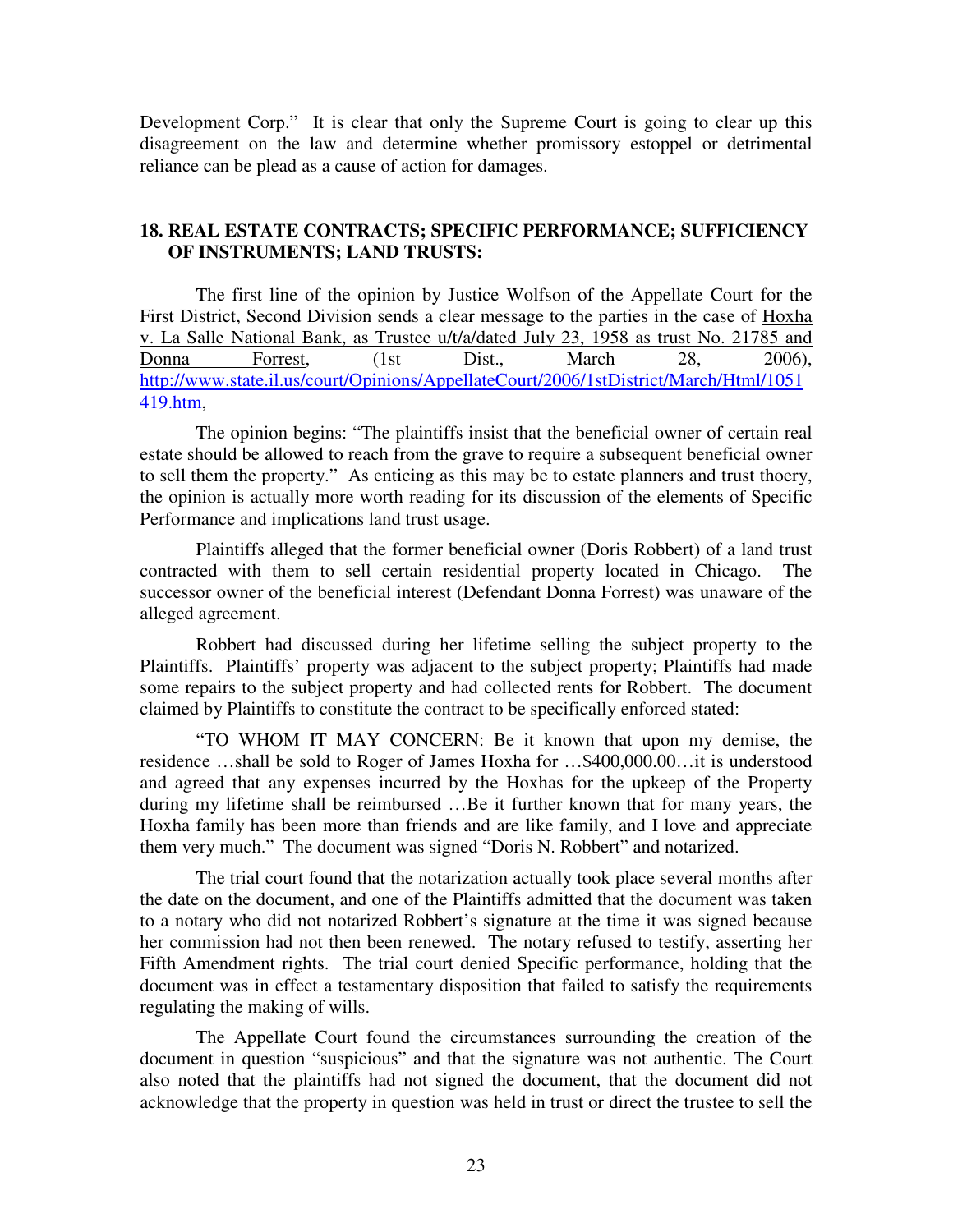Development Corp." It is clear that only the Supreme Court is going to clear up this disagreement on the law and determine whether promissory estoppel or detrimental reliance can be plead as a cause of action for damages.

## 18. REAL ESTATE CONTRACTS; SPECIFIC PERFORMANCE; SUFFICIENCY OF INSTRUMENTS; LAND TRUSTS:

The first line of the opinion by Justice Wolfson of the Appellate Court for the First District, Second Division sends a clear message to the parties in the case of Hoxha v. La Salle National Bank, as Trustee u/t/a/dated July 23, 1958 as trust No. 21785 and Donna Forrest, (1st Dist., March 28, 2006), http://www.state.il.us/court/Opinions/AppellateCourt/2006/1stDistrict/March/Html/1051419.htm,

The opinion begins: "The plaintiffs insist that the beneficial owner of certain real estate should be allowed to reach from the grave to require a subsequent beneficial owner to sell them the property." As enticing as this may be to estate planners and trust thoery, the opinion is actually more worth reading for its discussion of the elements of Specific Performance and implications land trust usage.

Plaintiffs alleged that the former beneficial owner (Doris Robbert) of a land trust contracted with them to sell certain residential property located in Chicago. The successor owner of the beneficial interest (Defendant Donna Forrest) was unaware of the alleged agreement.

Robbert had discussed during her lifetime selling the subject property to the Plaintiffs. Plaintiffs' property was adjacent to the subject property; Plaintiffs had made some repairs to the subject property and had collected rents for Robbert. The document claimed by Plaintiffs to constitute the contract to be specifically enforced stated:

"TO WHOM IT MAY CONCERN: Be it known that upon my demise, the residence …shall be sold to Roger of James Hoxha for …$400,000.00…it is understood and agreed that any expenses incurred by the Hoxhas for the upkeep of the Property during my lifetime shall be reimbursed …Be it further known that for many years, the Hoxha family has been more than friends and are like family, and I love and appreciate them very much." The document was signed "Doris N. Robbert" and notarized.

The trial court found that the notarization actually took place several months after the date on the document, and one of the Plaintiffs admitted that the document was taken to a notary who did not notarized Robbert's signature at the time it was signed because her commission had not then been renewed. The notary refused to testify, asserting her Fifth Amendment rights. The trial court denied Specific performance, holding that the document was in effect a testamentary disposition that failed to satisfy the requirements regulating the making of wills.

The Appellate Court found the circumstances surrounding the creation of the document in question "suspicious" and that the signature was not authentic. The Court also noted that the plaintiffs had not signed the document, that the document did not acknowledge that the property in question was held in trust or direct the trustee to sell the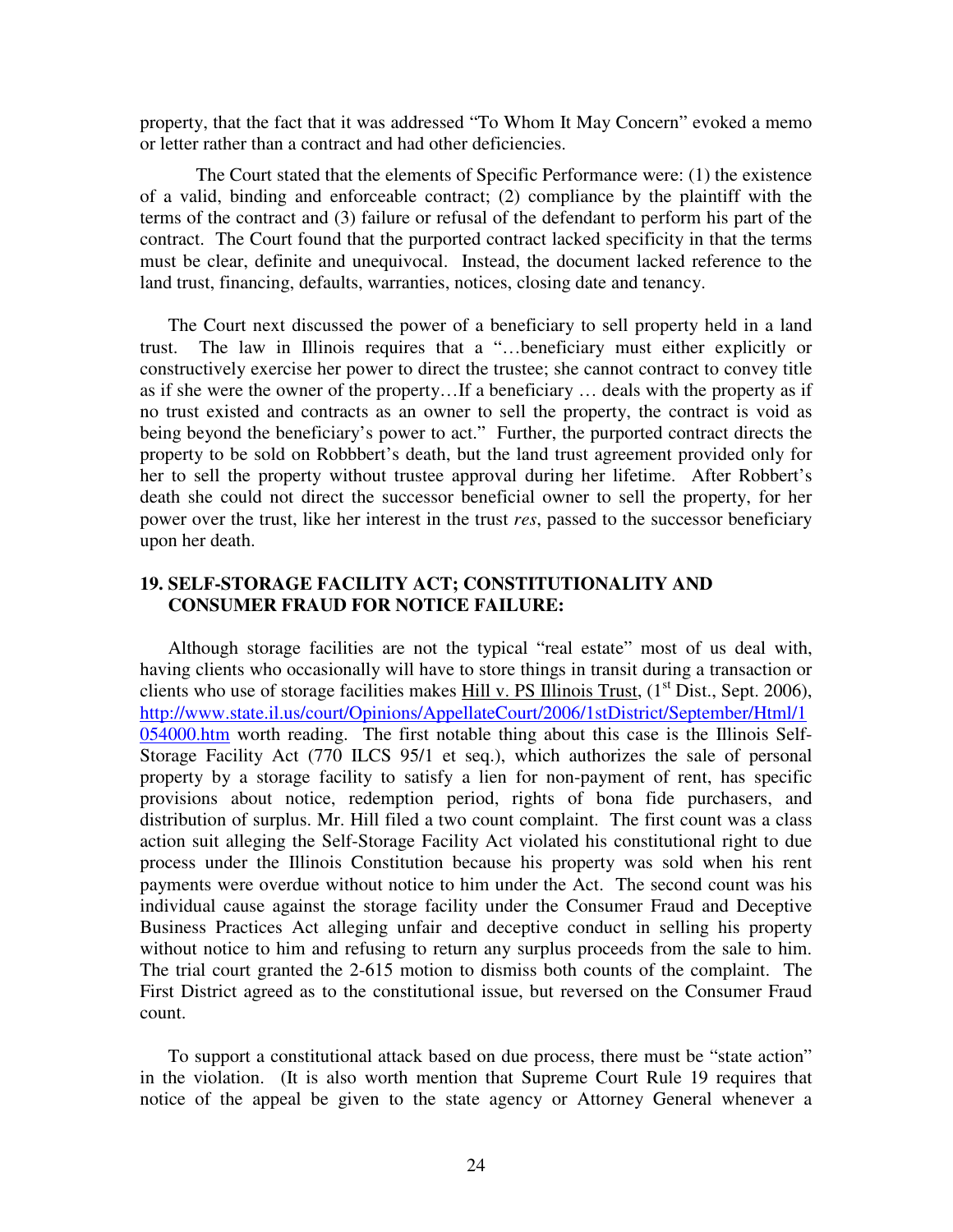property, that the fact that it was addressed "To Whom It May Concern" evoked a memo or letter rather than a contract and had other deficiencies.

The Court stated that the elements of Specific Performance were: (1) the existence of a valid, binding and enforceable contract; (2) compliance by the plaintiff with the terms of the contract and (3) failure or refusal of the defendant to perform his part of the contract. The Court found that the purported contract lacked specificity in that the terms must be clear, definite and unequivocal. Instead, the document lacked reference to the land trust, financing, defaults, warranties, notices, closing date and tenancy.

The Court next discussed the power of a beneficiary to sell property held in a land trust. The law in Illinois requires that a "…beneficiary must either explicitly or constructively exercise her power to direct the trustee; she cannot contract to convey title as if she were the owner of the property…If a beneficiary … deals with the property as if no trust existed and contracts as an owner to sell the property, the contract is void as being beyond the beneficiary's power to act." Further, the purported contract directs the property to be sold on Robbbert's death, but the land trust agreement provided only for her to sell the property without trustee approval during her lifetime. After Robbert's death she could not direct the successor beneficial owner to sell the property, for her power over the trust, like her interest in the trust *res*, passed to the successor beneficiary upon her death.

## 19. SELF-STORAGE FACILITY ACT; CONSTITUTIONALITY AND CONSUMER FRAUD FOR NOTICE FAILURE:

Although storage facilities are not the typical "real estate" most of us deal with, having clients who occasionally will have to store things in transit during a transaction or clients who use of storage facilities makes Hill v. PS Illinois Trust, (1st Dist., Sept. 2006), http://www.state.il.us/court/Opinions/AppellateCourt/2006/1stDistrict/September/Html/1054000.htm worth reading. The first notable thing about this case is the Illinois Self-Storage Facility Act (770 ILCS 95/1 et seq.), which authorizes the sale of personal property by a storage facility to satisfy a lien for non-payment of rent, has specific provisions about notice, redemption period, rights of bona fide purchasers, and distribution of surplus. Mr. Hill filed a two count complaint. The first count was a class action suit alleging the Self-Storage Facility Act violated his constitutional right to due process under the Illinois Constitution because his property was sold when his rent payments were overdue without notice to him under the Act. The second count was his individual cause against the storage facility under the Consumer Fraud and Deceptive Business Practices Act alleging unfair and deceptive conduct in selling his property without notice to him and refusing to return any surplus proceeds from the sale to him. The trial court granted the 2-615 motion to dismiss both counts of the complaint. The First District agreed as to the constitutional issue, but reversed on the Consumer Fraud count.

To support a constitutional attack based on due process, there must be "state action" in the violation. (It is also worth mention that Supreme Court Rule 19 requires that notice of the appeal be given to the state agency or Attorney General whenever a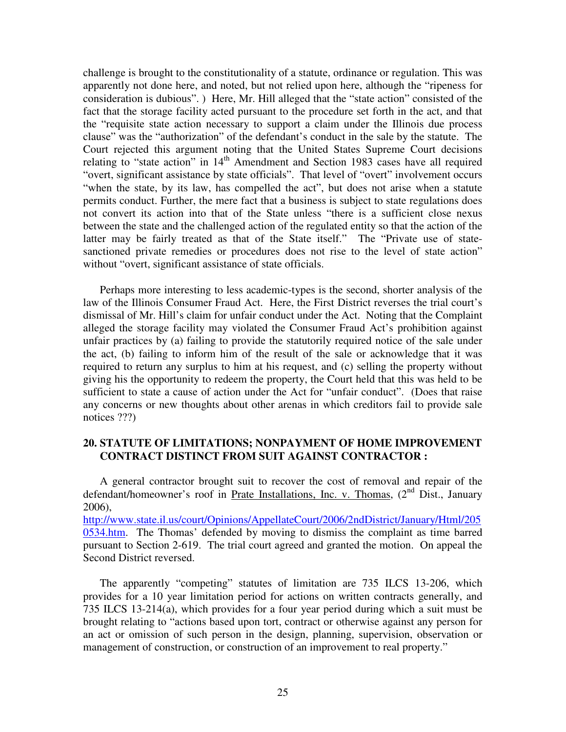challenge is brought to the constitutionality of a statute, ordinance or regulation. This was apparently not done here, and noted, but not relied upon here, although the "ripeness for consideration is dubious". ) Here, Mr. Hill alleged that the "state action" consisted of the fact that the storage facility acted pursuant to the procedure set forth in the act, and that the "requisite state action necessary to support a claim under the Illinois due process clause" was the "authorization" of the defendant's conduct in the sale by the statute. The Court rejected this argument noting that the United States Supreme Court decisions relating to "state action" in 14th Amendment and Section 1983 cases have all required "overt, significant assistance by state officials". That level of "overt" involvement occurs "when the state, by its law, has compelled the act", but does not arise when a statute permits conduct. Further, the mere fact that a business is subject to state regulations does not convert its action into that of the State unless "there is a sufficient close nexus between the state and the challenged action of the regulated entity so that the action of the latter may be fairly treated as that of the State itself." The "Private use of state-sanctioned private remedies or procedures does not rise to the level of state action" without "overt, significant assistance of state officials.

Perhaps more interesting to less academic-types is the second, shorter analysis of the law of the Illinois Consumer Fraud Act. Here, the First District reverses the trial court's dismissal of Mr. Hill's claim for unfair conduct under the Act. Noting that the Complaint alleged the storage facility may violated the Consumer Fraud Act's prohibition against unfair practices by (a) failing to provide the statutorily required notice of the sale under the act, (b) failing to inform him of the result of the sale or acknowledge that it was required to return any surplus to him at his request, and (c) selling the property without giving his the opportunity to redeem the property, the Court held that this was held to be sufficient to state a cause of action under the Act for "unfair conduct". (Does that raise any concerns or new thoughts about other arenas in which creditors fail to provide sale notices ???)

## 20. STATUTE OF LIMITATIONS; NONPAYMENT OF HOME IMPROVEMENT CONTRACT DISTINCT FROM SUIT AGAINST CONTRACTOR :

A general contractor brought suit to recover the cost of removal and repair of the defendant/homeowner's roof in Prate Installations, Inc. v. Thomas, (2nd Dist., January 2006), http://www.state.il.us/court/Opinions/AppellateCourt/2006/2ndDistrict/January/Html/2050534.htm. The Thomas' defended by moving to dismiss the complaint as time barred pursuant to Section 2-619. The trial court agreed and granted the motion. On appeal the Second District reversed.

The apparently "competing" statutes of limitation are 735 ILCS 13-206, which provides for a 10 year limitation period for actions on written contracts generally, and 735 ILCS 13-214(a), which provides for a four year period during which a suit must be brought relating to "actions based upon tort, contract or otherwise against any person for an act or omission of such person in the design, planning, supervision, observation or management of construction, or construction of an improvement to real property."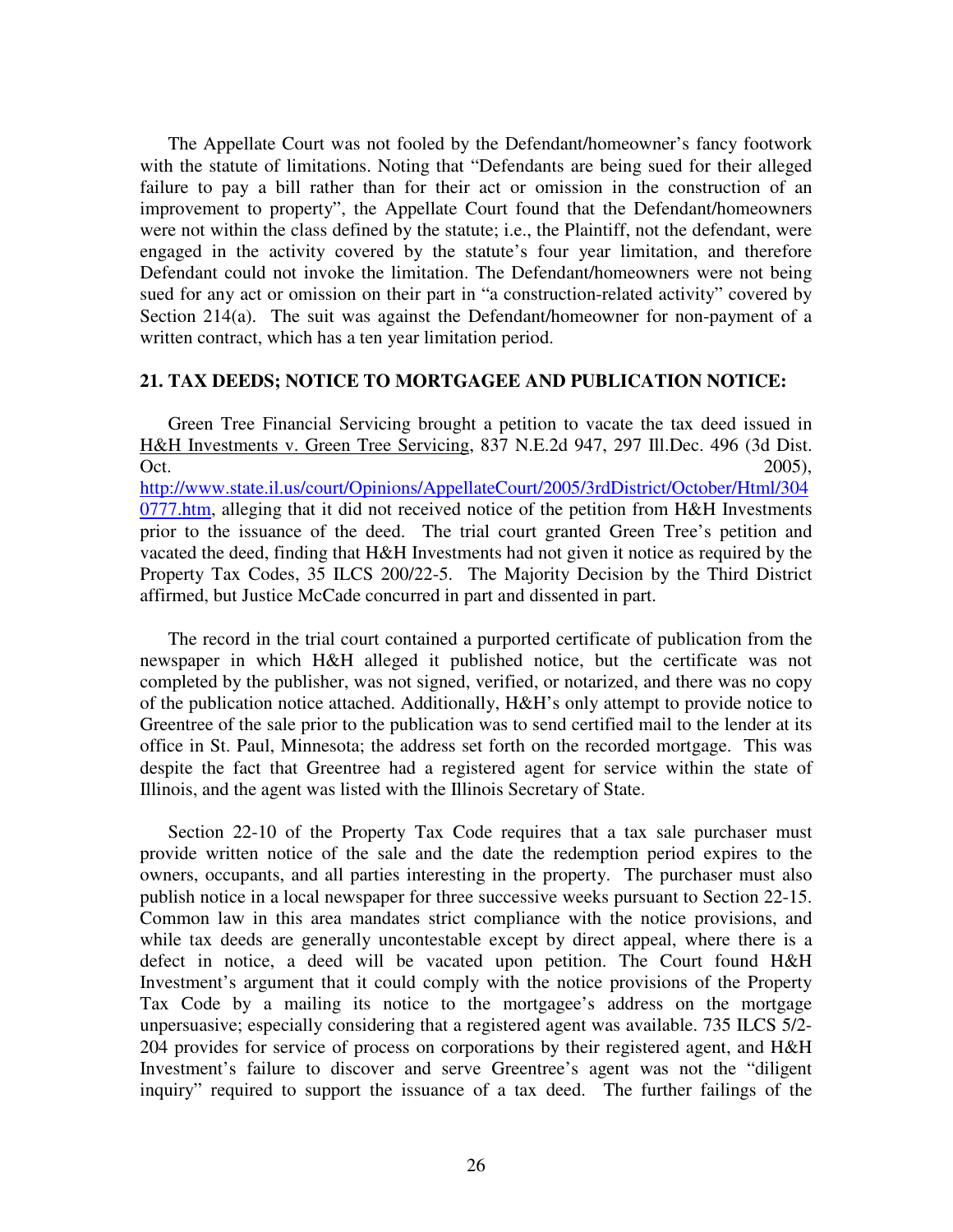The Appellate Court was not fooled by the Defendant/homeowner's fancy footwork with the statute of limitations. Noting that "Defendants are being sued for their alleged failure to pay a bill rather than for their act or omission in the construction of an improvement to property", the Appellate Court found that the Defendant/homeowners were not within the class defined by the statute; i.e., the Plaintiff, not the defendant, were engaged in the activity covered by the statute's four year limitation, and therefore Defendant could not invoke the limitation. The Defendant/homeowners were not being sued for any act or omission on their part in "a construction-related activity" covered by Section 214(a). The suit was against the Defendant/homeowner for non-payment of a written contract, which has a ten year limitation period.

**21. TAX DEEDS; NOTICE TO MORTGAGEE AND PUBLICATION NOTICE:**

Green Tree Financial Servicing brought a petition to vacate the tax deed issued in H&H Investments v. Green Tree Servicing, 837 N.E.2d 947, 297 Ill.Dec. 496 (3d Dist. Oct. 2005), http://www.state.il.us/court/Opinions/AppellateCourt/2005/3rdDistrict/October/Html/3040777.htm, alleging that it did not received notice of the petition from H&H Investments prior to the issuance of the deed. The trial court granted Green Tree's petition and vacated the deed, finding that H&H Investments had not given it notice as required by the Property Tax Codes, 35 ILCS 200/22-5. The Majority Decision by the Third District affirmed, but Justice McCade concurred in part and dissented in part.

The record in the trial court contained a purported certificate of publication from the newspaper in which H&H alleged it published notice, but the certificate was not completed by the publisher, was not signed, verified, or notarized, and there was no copy of the publication notice attached. Additionally, H&H's only attempt to provide notice to Greentree of the sale prior to the publication was to send certified mail to the lender at its office in St. Paul, Minnesota; the address set forth on the recorded mortgage. This was despite the fact that Greentree had a registered agent for service within the state of Illinois, and the agent was listed with the Illinois Secretary of State.

Section 22-10 of the Property Tax Code requires that a tax sale purchaser must provide written notice of the sale and the date the redemption period expires to the owners, occupants, and all parties interesting in the property. The purchaser must also publish notice in a local newspaper for three successive weeks pursuant to Section 22-15. Common law in this area mandates strict compliance with the notice provisions, and while tax deeds are generally uncontestable except by direct appeal, where there is a defect in notice, a deed will be vacated upon petition. The Court found H&H Investment's argument that it could comply with the notice provisions of the Property Tax Code by a mailing its notice to the mortgagee's address on the mortgage unpersuasive; especially considering that a registered agent was available. 735 ILCS 5/2-204 provides for service of process on corporations by their registered agent, and H&H Investment's failure to discover and serve Greentree's agent was not the "diligent inquiry" required to support the issuance of a tax deed. The further failings of the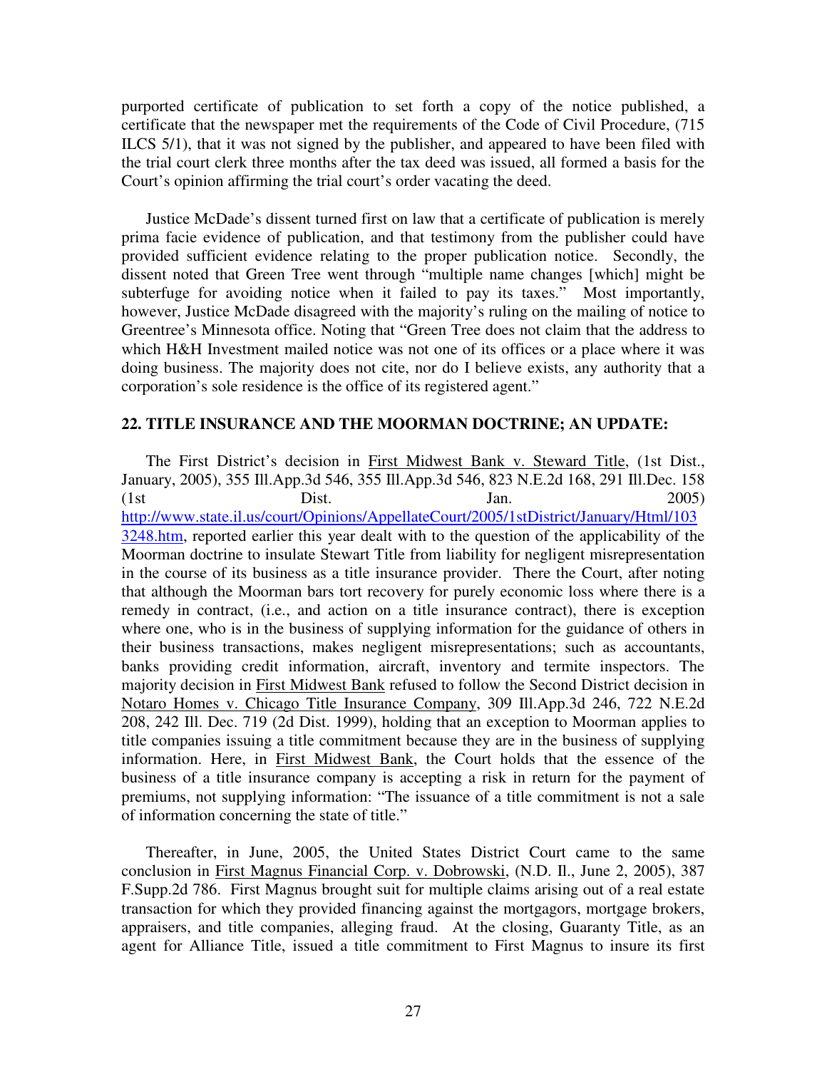purported certificate of publication to set forth a copy of the notice published, a certificate that the newspaper met the requirements of the Code of Civil Procedure, (715 ILCS 5/1), that it was not signed by the publisher, and appeared to have been filed with the trial court clerk three months after the tax deed was issued, all formed a basis for the Court's opinion affirming the trial court's order vacating the deed.

Justice McDade's dissent turned first on law that a certificate of publication is merely prima facie evidence of publication, and that testimony from the publisher could have provided sufficient evidence relating to the proper publication notice. Secondly, the dissent noted that Green Tree went through "multiple name changes [which] might be subterfuge for avoiding notice when it failed to pay its taxes." Most importantly, however, Justice McDade disagreed with the majority's ruling on the mailing of notice to Greentree's Minnesota office. Noting that "Green Tree does not claim that the address to which H&H Investment mailed notice was not one of its offices or a place where it was doing business. The majority does not cite, nor do I believe exists, any authority that a corporation's sole residence is the office of its registered agent."

**22. TITLE INSURANCE AND THE MOORMAN DOCTRINE; AN UPDATE:**

The First District's decision in First Midwest Bank v. Steward Title, (1st Dist., January, 2005), 355 Ill.App.3d 546, 355 Ill.App.3d 546, 823 N.E.2d 168, 291 Ill.Dec. 158 (1st Dist. Jan. 2005) http://www.state.il.us/court/Opinions/AppellateCourt/2005/1stDistrict/January/Html/1033248.htm, reported earlier this year dealt with to the question of the applicability of the Moorman doctrine to insulate Stewart Title from liability for negligent misrepresentation in the course of its business as a title insurance provider. There the Court, after noting that although the Moorman bars tort recovery for purely economic loss where there is a remedy in contract, (i.e., and action on a title insurance contract), there is exception where one, who is in the business of supplying information for the guidance of others in their business transactions, makes negligent misrepresentations; such as accountants, banks providing credit information, aircraft, inventory and termite inspectors. The majority decision in First Midwest Bank refused to follow the Second District decision in Notaro Homes v. Chicago Title Insurance Company, 309 Ill.App.3d 246, 722 N.E.2d 208, 242 Ill. Dec. 719 (2d Dist. 1999), holding that an exception to Moorman applies to title companies issuing a title commitment because they are in the business of supplying information. Here, in First Midwest Bank, the Court holds that the essence of the business of a title insurance company is accepting a risk in return for the payment of premiums, not supplying information: "The issuance of a title commitment is not a sale of information concerning the state of title."

Thereafter, in June, 2005, the United States District Court came to the same conclusion in First Magnus Financial Corp. v. Dobrowski, (N.D. Il., June 2, 2005), 387 F.Supp.2d 786. First Magnus brought suit for multiple claims arising out of a real estate transaction for which they provided financing against the mortgagors, mortgage brokers, appraisers, and title companies, alleging fraud. At the closing, Guaranty Title, as an agent for Alliance Title, issued a title commitment to First Magnus to insure its first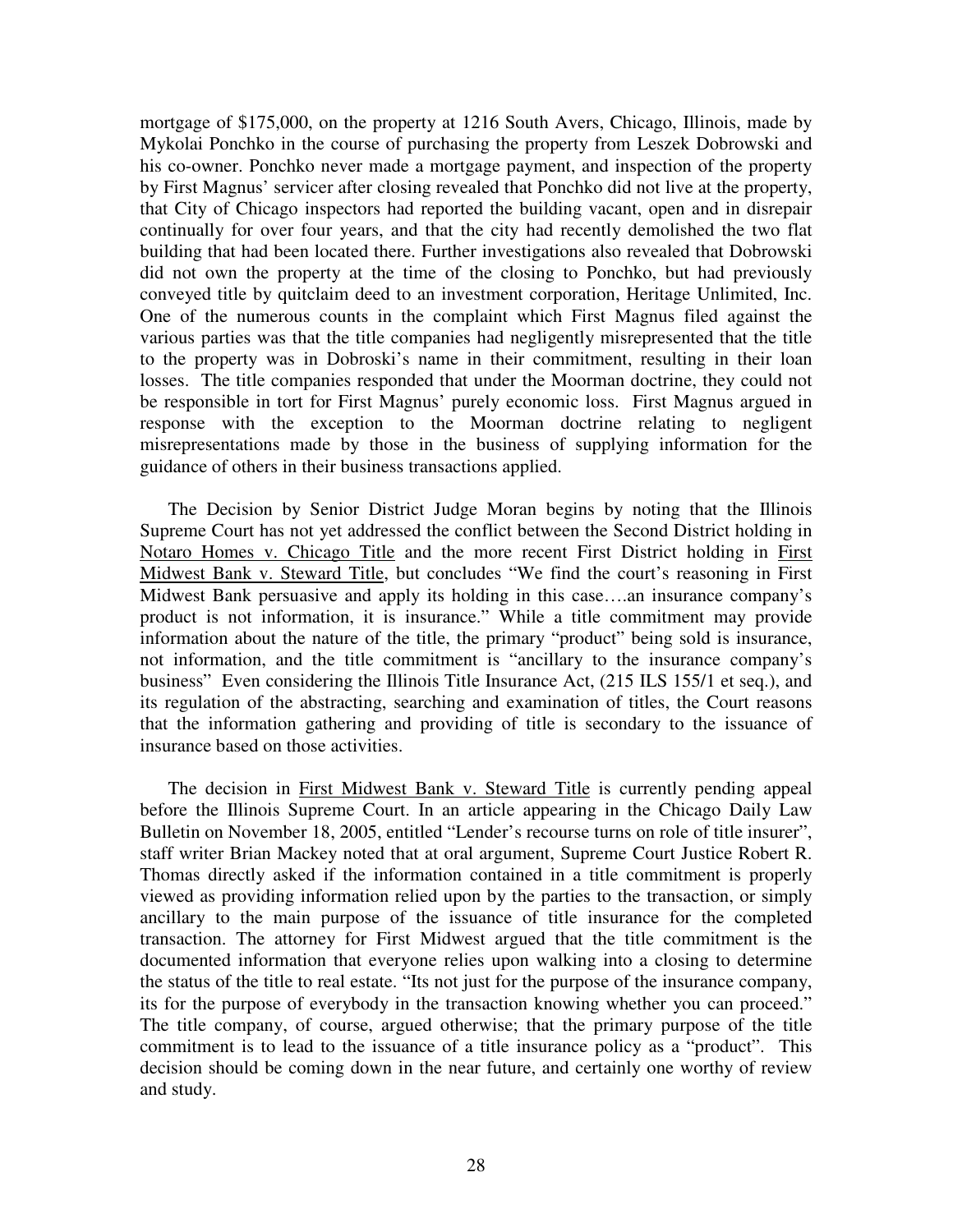mortgage of $175,000, on the property at 1216 South Avers, Chicago, Illinois, made by Mykolai Ponchko in the course of purchasing the property from Leszek Dobrowski and his co-owner. Ponchko never made a mortgage payment, and inspection of the property by First Magnus' servicer after closing revealed that Ponchko did not live at the property, that City of Chicago inspectors had reported the building vacant, open and in disrepair continually for over four years, and that the city had recently demolished the two flat building that had been located there. Further investigations also revealed that Dobrowski did not own the property at the time of the closing to Ponchko, but had previously conveyed title by quitclaim deed to an investment corporation, Heritage Unlimited, Inc. One of the numerous counts in the complaint which First Magnus filed against the various parties was that the title companies had negligently misrepresented that the title to the property was in Dobroski's name in their commitment, resulting in their loan losses. The title companies responded that under the Moorman doctrine, they could not be responsible in tort for First Magnus' purely economic loss. First Magnus argued in response with the exception to the Moorman doctrine relating to negligent misrepresentations made by those in the business of supplying information for the guidance of others in their business transactions applied.

The Decision by Senior District Judge Moran begins by noting that the Illinois Supreme Court has not yet addressed the conflict between the Second District holding in Notaro Homes v. Chicago Title and the more recent First District holding in First Midwest Bank v. Steward Title, but concludes "We find the court's reasoning in First Midwest Bank persuasive and apply its holding in this case….an insurance company's product is not information, it is insurance." While a title commitment may provide information about the nature of the title, the primary "product" being sold is insurance, not information, and the title commitment is "ancillary to the insurance company's business" Even considering the Illinois Title Insurance Act, (215 ILS 155/1 et seq.), and its regulation of the abstracting, searching and examination of titles, the Court reasons that the information gathering and providing of title is secondary to the issuance of insurance based on those activities.

The decision in First Midwest Bank v. Steward Title is currently pending appeal before the Illinois Supreme Court. In an article appearing in the Chicago Daily Law Bulletin on November 18, 2005, entitled "Lender's recourse turns on role of title insurer", staff writer Brian Mackey noted that at oral argument, Supreme Court Justice Robert R. Thomas directly asked if the information contained in a title commitment is properly viewed as providing information relied upon by the parties to the transaction, or simply ancillary to the main purpose of the issuance of title insurance for the completed transaction. The attorney for First Midwest argued that the title commitment is the documented information that everyone relies upon walking into a closing to determine the status of the title to real estate. "Its not just for the purpose of the insurance company, its for the purpose of everybody in the transaction knowing whether you can proceed." The title company, of course, argued otherwise; that the primary purpose of the title commitment is to lead to the issuance of a title insurance policy as a "product". This decision should be coming down in the near future, and certainly one worthy of review and study.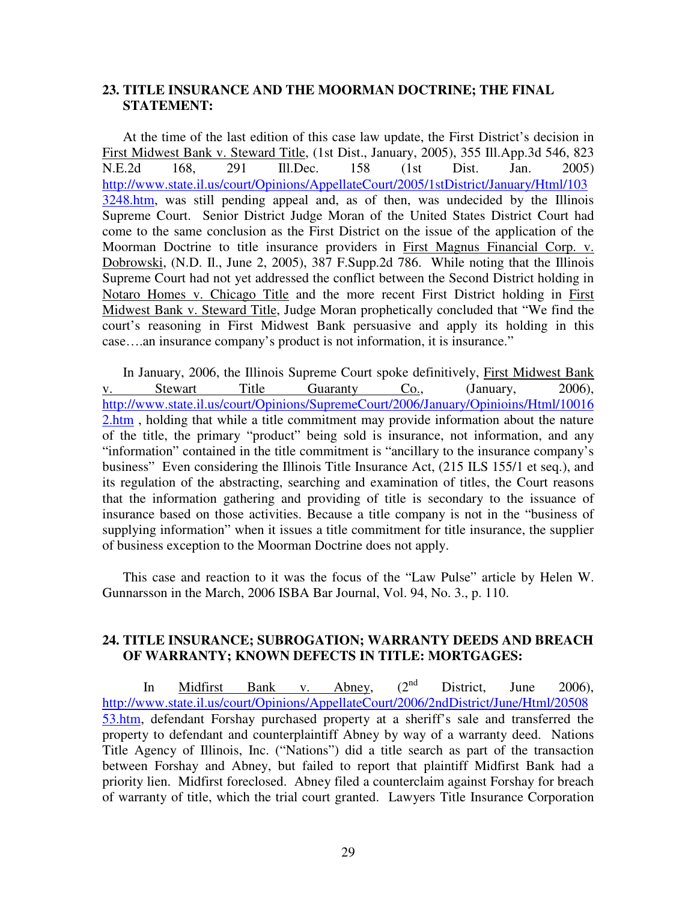## 23. TITLE INSURANCE AND THE MOORMAN DOCTRINE; THE FINAL STATEMENT:

At the time of the last edition of this case law update, the First District's decision in First Midwest Bank v. Steward Title, (1st Dist., January, 2005), 355 Ill.App.3d 546, 823 N.E.2d 168, 291 Ill.Dec. 158 (1st Dist. Jan. 2005) http://www.state.il.us/court/Opinions/AppellateCourt/2005/1stDistrict/January/Html/1033248.htm, was still pending appeal and, as of then, was undecided by the Illinois Supreme Court. Senior District Judge Moran of the United States District Court had come to the same conclusion as the First District on the issue of the application of the Moorman Doctrine to title insurance providers in First Magnus Financial Corp. v. Dobrowski, (N.D. Il., June 2, 2005), 387 F.Supp.2d 786. While noting that the Illinois Supreme Court had not yet addressed the conflict between the Second District holding in Notaro Homes v. Chicago Title and the more recent First District holding in First Midwest Bank v. Steward Title, Judge Moran prophetically concluded that "We find the court's reasoning in First Midwest Bank persuasive and apply its holding in this case….an insurance company's product is not information, it is insurance."

In January, 2006, the Illinois Supreme Court spoke definitively, First Midwest Bank v. Stewart Title Guaranty Co., (January, 2006), http://www.state.il.us/court/Opinions/SupremeCourt/2006/January/Opinioins/Html/100162.htm , holding that while a title commitment may provide information about the nature of the title, the primary "product" being sold is insurance, not information, and any "information" contained in the title commitment is "ancillary to the insurance company's business" Even considering the Illinois Title Insurance Act, (215 ILS 155/1 et seq.), and its regulation of the abstracting, searching and examination of titles, the Court reasons that the information gathering and providing of title is secondary to the issuance of insurance based on those activities. Because a title company is not in the "business of supplying information" when it issues a title commitment for title insurance, the supplier of business exception to the Moorman Doctrine does not apply.

This case and reaction to it was the focus of the "Law Pulse" article by Helen W. Gunnarsson in the March, 2006 ISBA Bar Journal, Vol. 94, No. 3., p. 110.

## 24. TITLE INSURANCE; SUBROGATION; WARRANTY DEEDS AND BREACH OF WARRANTY; KNOWN DEFECTS IN TITLE: MORTGAGES:

In Midfirst Bank v. Abney, (2nd District, June 2006), http://www.state.il.us/court/Opinions/AppellateCourt/2006/2ndDistrict/June/Html/2050853.htm, defendant Forshay purchased property at a sheriff's sale and transferred the property to defendant and counterplaintiff Abney by way of a warranty deed. Nations Title Agency of Illinois, Inc. ("Nations") did a title search as part of the transaction between Forshay and Abney, but failed to report that plaintiff Midfirst Bank had a priority lien. Midfirst foreclosed. Abney filed a counterclaim against Forshay for breach of warranty of title, which the trial court granted. Lawyers Title Insurance Corporation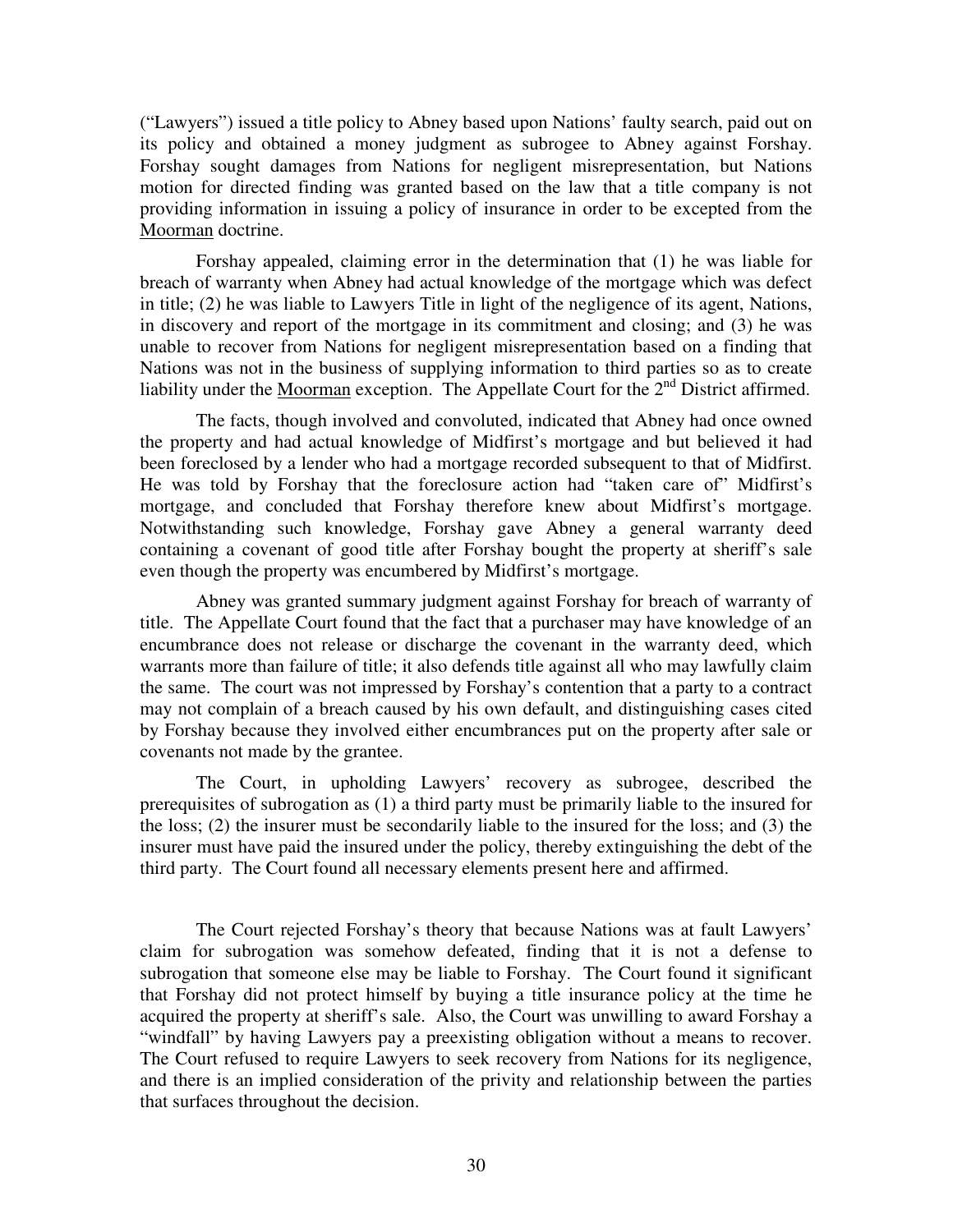("Lawyers") issued a title policy to Abney based upon Nations' faulty search, paid out on its policy and obtained a money judgment as subrogee to Abney against Forshay. Forshay sought damages from Nations for negligent misrepresentation, but Nations motion for directed finding was granted based on the law that a title company is not providing information in issuing a policy of insurance in order to be excepted from the Moorman doctrine.

Forshay appealed, claiming error in the determination that (1) he was liable for breach of warranty when Abney had actual knowledge of the mortgage which was defect in title; (2) he was liable to Lawyers Title in light of the negligence of its agent, Nations, in discovery and report of the mortgage in its commitment and closing; and (3) he was unable to recover from Nations for negligent misrepresentation based on a finding that Nations was not in the business of supplying information to third parties so as to create liability under the Moorman exception. The Appellate Court for the 2nd District affirmed.

The facts, though involved and convoluted, indicated that Abney had once owned the property and had actual knowledge of Midfirst's mortgage and but believed it had been foreclosed by a lender who had a mortgage recorded subsequent to that of Midfirst. He was told by Forshay that the foreclosure action had "taken care of" Midfirst's mortgage, and concluded that Forshay therefore knew about Midfirst's mortgage. Notwithstanding such knowledge, Forshay gave Abney a general warranty deed containing a covenant of good title after Forshay bought the property at sheriff's sale even though the property was encumbered by Midfirst's mortgage.

Abney was granted summary judgment against Forshay for breach of warranty of title. The Appellate Court found that the fact that a purchaser may have knowledge of an encumbrance does not release or discharge the covenant in the warranty deed, which warrants more than failure of title; it also defends title against all who may lawfully claim the same. The court was not impressed by Forshay's contention that a party to a contract may not complain of a breach caused by his own default, and distinguishing cases cited by Forshay because they involved either encumbrances put on the property after sale or covenants not made by the grantee.

The Court, in upholding Lawyers' recovery as subrogee, described the prerequisites of subrogation as (1) a third party must be primarily liable to the insured for the loss; (2) the insurer must be secondarily liable to the insured for the loss; and (3) the insurer must have paid the insured under the policy, thereby extinguishing the debt of the third party. The Court found all necessary elements present here and affirmed.

The Court rejected Forshay's theory that because Nations was at fault Lawyers' claim for subrogation was somehow defeated, finding that it is not a defense to subrogation that someone else may be liable to Forshay. The Court found it significant that Forshay did not protect himself by buying a title insurance policy at the time he acquired the property at sheriff's sale. Also, the Court was unwilling to award Forshay a "windfall" by having Lawyers pay a preexisting obligation without a means to recover. The Court refused to require Lawyers to seek recovery from Nations for its negligence, and there is an implied consideration of the privity and relationship between the parties that surfaces throughout the decision.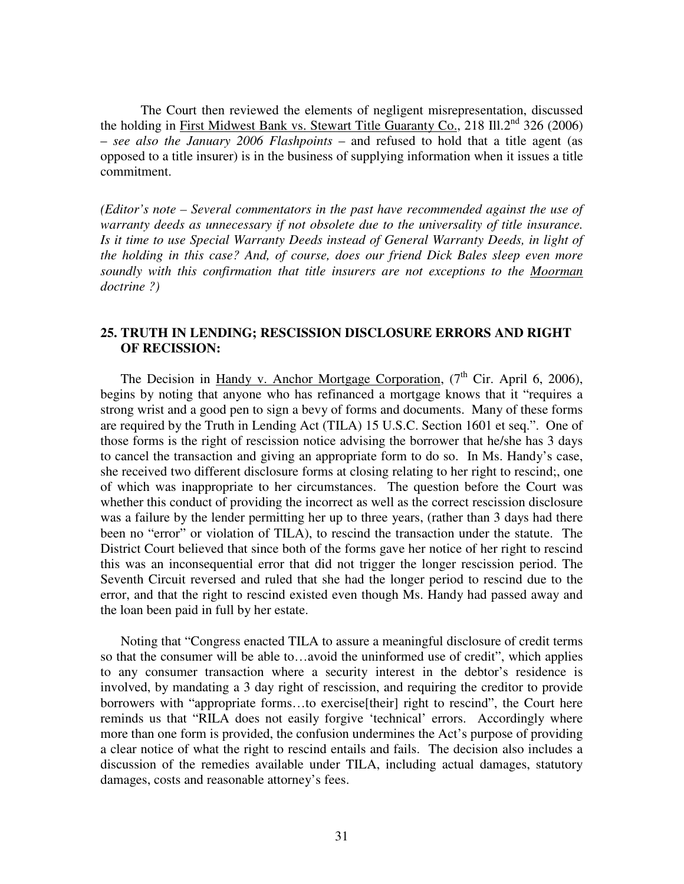The Court then reviewed the elements of negligent misrepresentation, discussed the holding in First Midwest Bank vs. Stewart Title Guaranty Co., 218 Ill.2nd 326 (2006) – *see also the January 2006 Flashpoints* – and refused to hold that a title agent (as opposed to a title insurer) is in the business of supplying information when it issues a title commitment.

*(Editor's note – Several commentators in the past have recommended against the use of warranty deeds as unnecessary if not obsolete due to the universality of title insurance. Is it time to use Special Warranty Deeds instead of General Warranty Deeds, in light of the holding in this case? And, of course, does our friend Dick Bales sleep even more soundly with this confirmation that title insurers are not exceptions to the Moorman doctrine ?)*

## 25. TRUTH IN LENDING; RESCISSION DISCLOSURE ERRORS AND RIGHT OF RECISSION:

The Decision in Handy v. Anchor Mortgage Corporation, (7th Cir. April 6, 2006), begins by noting that anyone who has refinanced a mortgage knows that it "requires a strong wrist and a good pen to sign a bevy of forms and documents. Many of these forms are required by the Truth in Lending Act (TILA) 15 U.S.C. Section 1601 et seq.". One of those forms is the right of rescission notice advising the borrower that he/she has 3 days to cancel the transaction and giving an appropriate form to do so. In Ms. Handy's case, she received two different disclosure forms at closing relating to her right to rescind;, one of which was inappropriate to her circumstances. The question before the Court was whether this conduct of providing the incorrect as well as the correct rescission disclosure was a failure by the lender permitting her up to three years, (rather than 3 days had there been no "error" or violation of TILA), to rescind the transaction under the statute. The District Court believed that since both of the forms gave her notice of her right to rescind this was an inconsequential error that did not trigger the longer rescission period. The Seventh Circuit reversed and ruled that she had the longer period to rescind due to the error, and that the right to rescind existed even though Ms. Handy had passed away and the loan been paid in full by her estate.

Noting that "Congress enacted TILA to assure a meaningful disclosure of credit terms so that the consumer will be able to…avoid the uninformed use of credit", which applies to any consumer transaction where a security interest in the debtor's residence is involved, by mandating a 3 day right of rescission, and requiring the creditor to provide borrowers with "appropriate forms…to exercise[their] right to rescind", the Court here reminds us that "RILA does not easily forgive 'technical' errors. Accordingly where more than one form is provided, the confusion undermines the Act's purpose of providing a clear notice of what the right to rescind entails and fails. The decision also includes a discussion of the remedies available under TILA, including actual damages, statutory damages, costs and reasonable attorney's fees.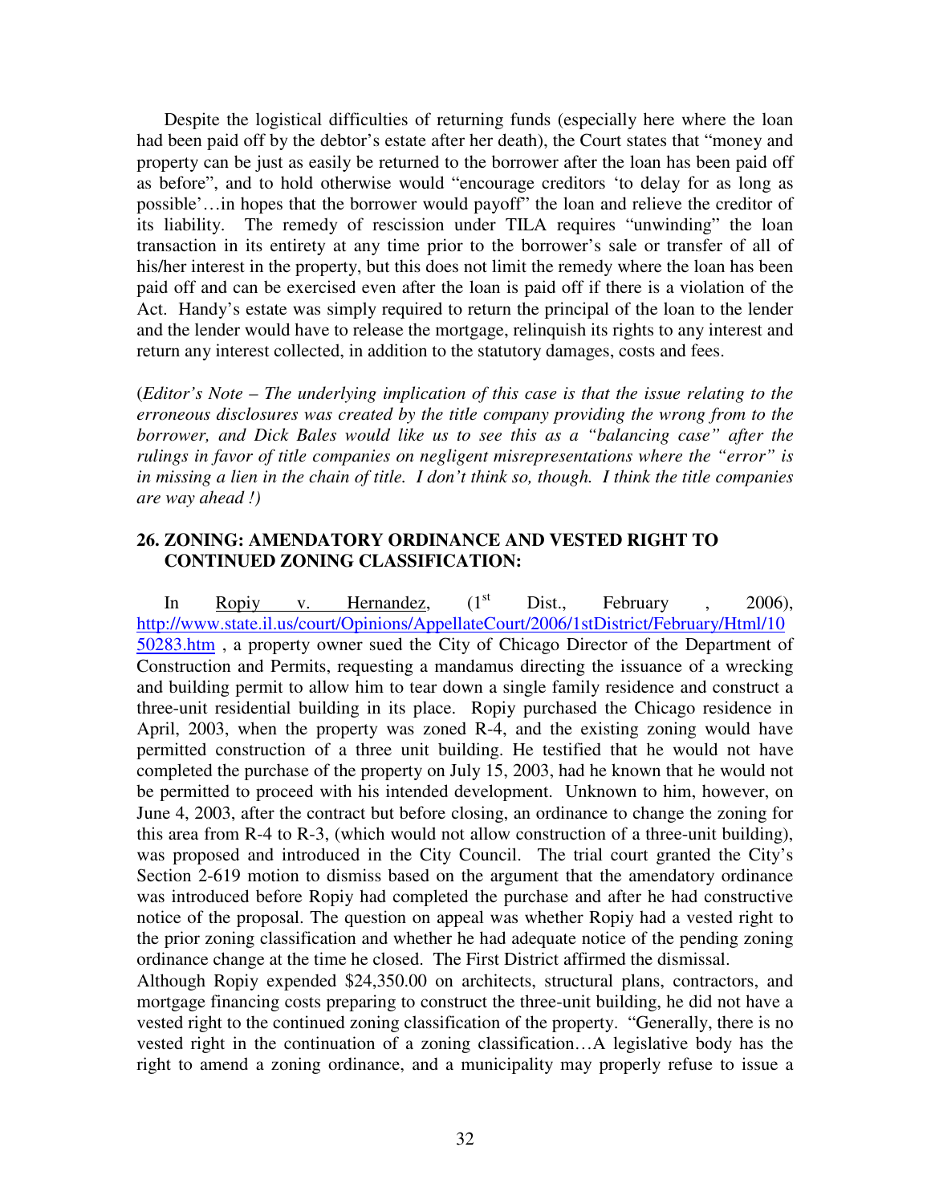Despite the logistical difficulties of returning funds (especially here where the loan had been paid off by the debtor's estate after her death), the Court states that "money and property can be just as easily be returned to the borrower after the loan has been paid off as before", and to hold otherwise would "encourage creditors 'to delay for as long as possible'…in hopes that the borrower would payoff" the loan and relieve the creditor of its liability. The remedy of rescission under TILA requires "unwinding" the loan transaction in its entirety at any time prior to the borrower's sale or transfer of all of his/her interest in the property, but this does not limit the remedy where the loan has been paid off and can be exercised even after the loan is paid off if there is a violation of the Act. Handy's estate was simply required to return the principal of the loan to the lender and the lender would have to release the mortgage, relinquish its rights to any interest and return any interest collected, in addition to the statutory damages, costs and fees.

(*Editor's Note – The underlying implication of this case is that the issue relating to the erroneous disclosures was created by the title company providing the wrong from to the borrower, and Dick Bales would like us to see this as a "balancing case" after the rulings in favor of title companies on negligent misrepresentations where the "error" is in missing a lien in the chain of title. I don't think so, though. I think the title companies are way ahead !)*

### 26. ZONING: AMENDATORY ORDINANCE AND VESTED RIGHT TO CONTINUED ZONING CLASSIFICATION:

In Ropiy v. Hernandez, (1st Dist., February , 2006), http://www.state.il.us/court/Opinions/AppellateCourt/2006/1stDistrict/February/Html/1050283.htm , a property owner sued the City of Chicago Director of the Department of Construction and Permits, requesting a mandamus directing the issuance of a wrecking and building permit to allow him to tear down a single family residence and construct a three-unit residential building in its place. Ropiy purchased the Chicago residence in April, 2003, when the property was zoned R-4, and the existing zoning would have permitted construction of a three unit building. He testified that he would not have completed the purchase of the property on July 15, 2003, had he known that he would not be permitted to proceed with his intended development. Unknown to him, however, on June 4, 2003, after the contract but before closing, an ordinance to change the zoning for this area from R-4 to R-3, (which would not allow construction of a three-unit building), was proposed and introduced in the City Council. The trial court granted the City's Section 2-619 motion to dismiss based on the argument that the amendatory ordinance was introduced before Ropiy had completed the purchase and after he had constructive notice of the proposal. The question on appeal was whether Ropiy had a vested right to the prior zoning classification and whether he had adequate notice of the pending zoning ordinance change at the time he closed. The First District affirmed the dismissal.

Although Ropiy expended $24,350.00 on architects, structural plans, contractors, and mortgage financing costs preparing to construct the three-unit building, he did not have a vested right to the continued zoning classification of the property. "Generally, there is no vested right in the continuation of a zoning classification…A legislative body has the right to amend a zoning ordinance, and a municipality may properly refuse to issue a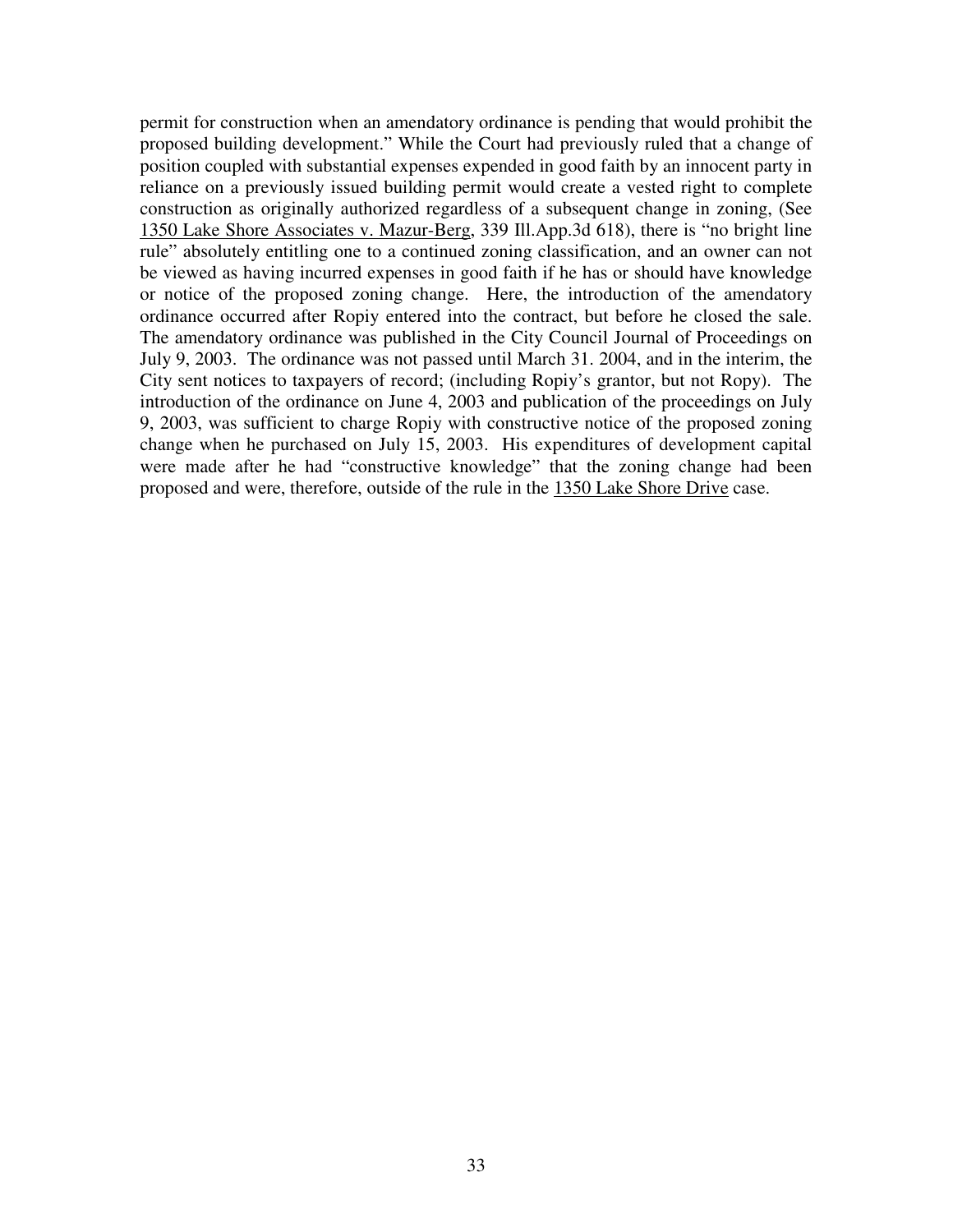permit for construction when an amendatory ordinance is pending that would prohibit the proposed building development." While the Court had previously ruled that a change of position coupled with substantial expenses expended in good faith by an innocent party in reliance on a previously issued building permit would create a vested right to complete construction as originally authorized regardless of a subsequent change in zoning, (See <u>1350 Lake Shore Associates v. Mazur-Berg</u>, 339 Ill.App.3d 618), there is "no bright line rule" absolutely entitling one to a continued zoning classification, and an owner can not be viewed as having incurred expenses in good faith if he has or should have knowledge or notice of the proposed zoning change. Here, the introduction of the amendatory ordinance occurred after Ropiy entered into the contract, but before he closed the sale. The amendatory ordinance was published in the City Council Journal of Proceedings on July 9, 2003. The ordinance was not passed until March 31. 2004, and in the interim, the City sent notices to taxpayers of record; (including Ropiy's grantor, but not Ropy). The introduction of the ordinance on June 4, 2003 and publication of the proceedings on July 9, 2003, was sufficient to charge Ropiy with constructive notice of the proposed zoning change when he purchased on July 15, 2003. His expenditures of development capital were made after he had "constructive knowledge" that the zoning change had been proposed and were, therefore, outside of the rule in the <u>1350 Lake Shore Drive</u> case.